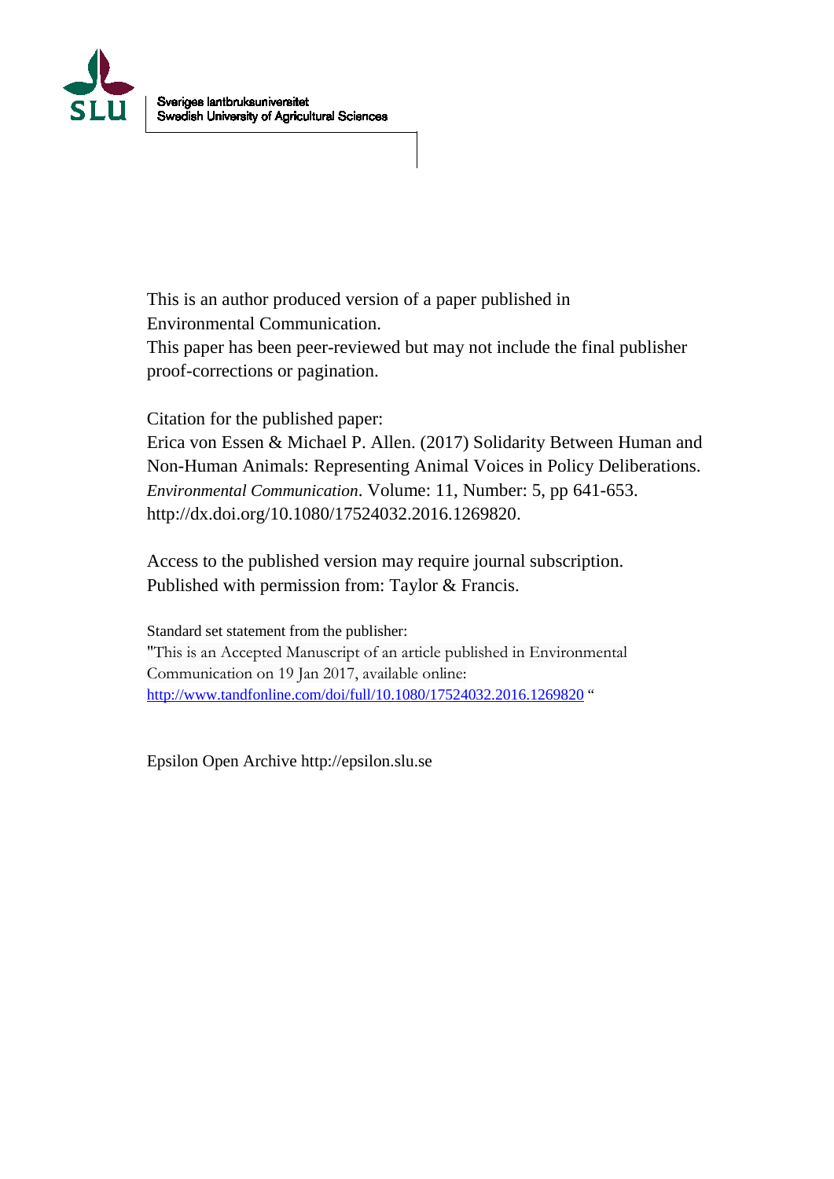Sveriges lantbruksuniversitet
Swedish University of Agricultural Sciences

This is an author produced version of a paper published in Environmental Communication.
This paper has been peer-reviewed but may not include the final publisher proof-corrections or pagination.

Citation for the published paper:
Erica von Essen & Michael P. Allen. (2017) Solidarity Between Human and Non-Human Animals: Representing Animal Voices in Policy Deliberations. *Environmental Communication*. Volume: 11, Number: 5, pp 641-653. http://dx.doi.org/10.1080/17524032.2016.1269820.

Access to the published version may require journal subscription.
Published with permission from: Taylor & Francis.

Standard set statement from the publisher:
"This is an Accepted Manuscript of an article published in Environmental Communication on 19 Jan 2017, available online: http://www.tandfonline.com/doi/full/10.1080/17524032.2016.1269820 "

Epsilon Open Archive http://epsilon.slu.se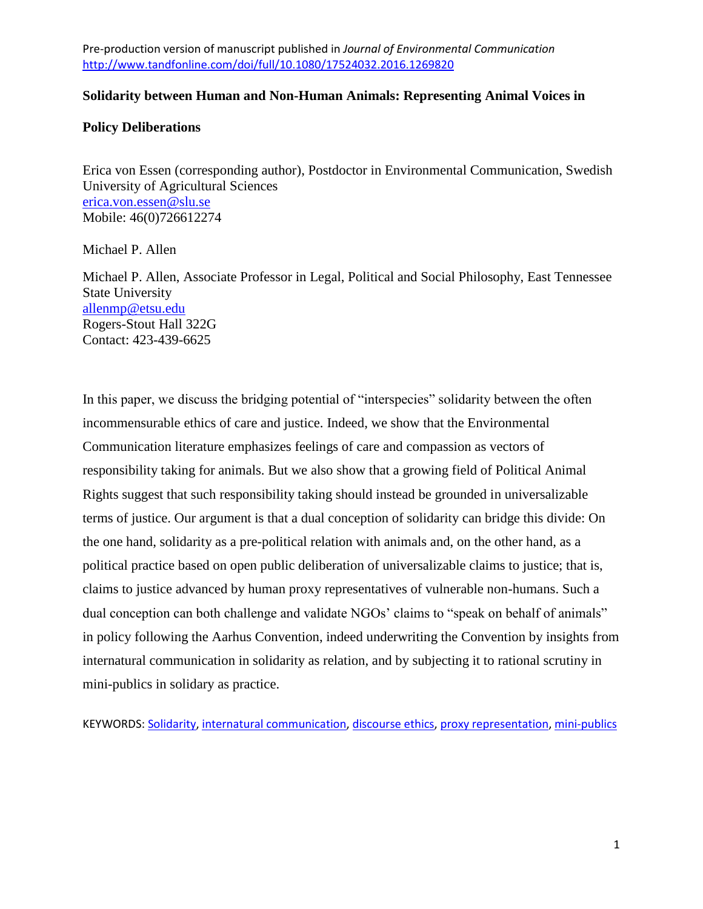Pre-production version of manuscript published in *Journal of Environmental Communication* http://www.tandfonline.com/doi/full/10.1080/17524032.2016.1269820

**Solidarity between Human and Non-Human Animals: Representing Animal Voices in Policy Deliberations**

Erica von Essen (corresponding author), Postdoctor in Environmental Communication, Swedish University of Agricultural Sciences
erica.von.essen@slu.se
Mobile: 46(0)726612274

Michael P. Allen

Michael P. Allen, Associate Professor in Legal, Political and Social Philosophy, East Tennessee State University
allenmp@etsu.edu
Rogers-Stout Hall 322G
Contact: 423-439-6625

In this paper, we discuss the bridging potential of "interspecies" solidarity between the often incommensurable ethics of care and justice. Indeed, we show that the Environmental Communication literature emphasizes feelings of care and compassion as vectors of responsibility taking for animals. But we also show that a growing field of Political Animal Rights suggest that such responsibility taking should instead be grounded in universalizable terms of justice. Our argument is that a dual conception of solidarity can bridge this divide: On the one hand, solidarity as a pre-political relation with animals and, on the other hand, as a political practice based on open public deliberation of universalizable claims to justice; that is, claims to justice advanced by human proxy representatives of vulnerable non-humans. Such a dual conception can both challenge and validate NGOs' claims to "speak on behalf of animals" in policy following the Aarhus Convention, indeed underwriting the Convention by insights from internatural communication in solidarity as relation, and by subjecting it to rational scrutiny in mini-publics in solidary as practice.

KEYWORDS: Solidarity, internatural communication, discourse ethics, proxy representation, mini-publics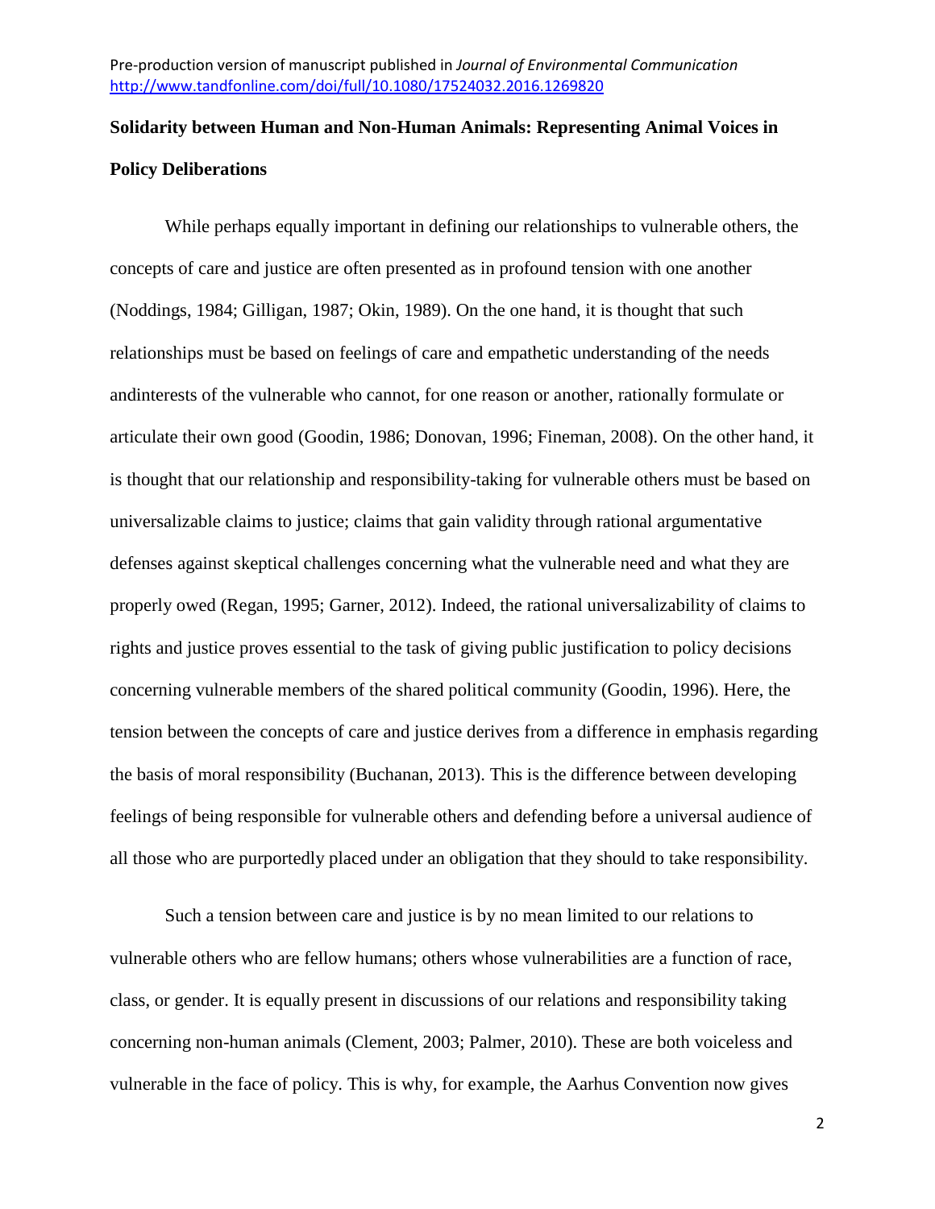# Solidarity between Human and Non-Human Animals: Representing Animal Voices in Policy Deliberations

While perhaps equally important in defining our relationships to vulnerable others, the concepts of care and justice are often presented as in profound tension with one another (Noddings, 1984; Gilligan, 1987; Okin, 1989). On the one hand, it is thought that such relationships must be based on feelings of care and empathetic understanding of the needs andinterests of the vulnerable who cannot, for one reason or another, rationally formulate or articulate their own good (Goodin, 1986; Donovan, 1996; Fineman, 2008). On the other hand, it is thought that our relationship and responsibility-taking for vulnerable others must be based on universalizable claims to justice; claims that gain validity through rational argumentative defenses against skeptical challenges concerning what the vulnerable need and what they are properly owed (Regan, 1995; Garner, 2012). Indeed, the rational universalizability of claims to rights and justice proves essential to the task of giving public justification to policy decisions concerning vulnerable members of the shared political community (Goodin, 1996). Here, the tension between the concepts of care and justice derives from a difference in emphasis regarding the basis of moral responsibility (Buchanan, 2013). This is the difference between developing feelings of being responsible for vulnerable others and defending before a universal audience of all those who are purportedly placed under an obligation that they should to take responsibility.

Such a tension between care and justice is by no mean limited to our relations to vulnerable others who are fellow humans; others whose vulnerabilities are a function of race, class, or gender. It is equally present in discussions of our relations and responsibility taking concerning non-human animals (Clement, 2003; Palmer, 2010). These are both voiceless and vulnerable in the face of policy. This is why, for example, the Aarhus Convention now gives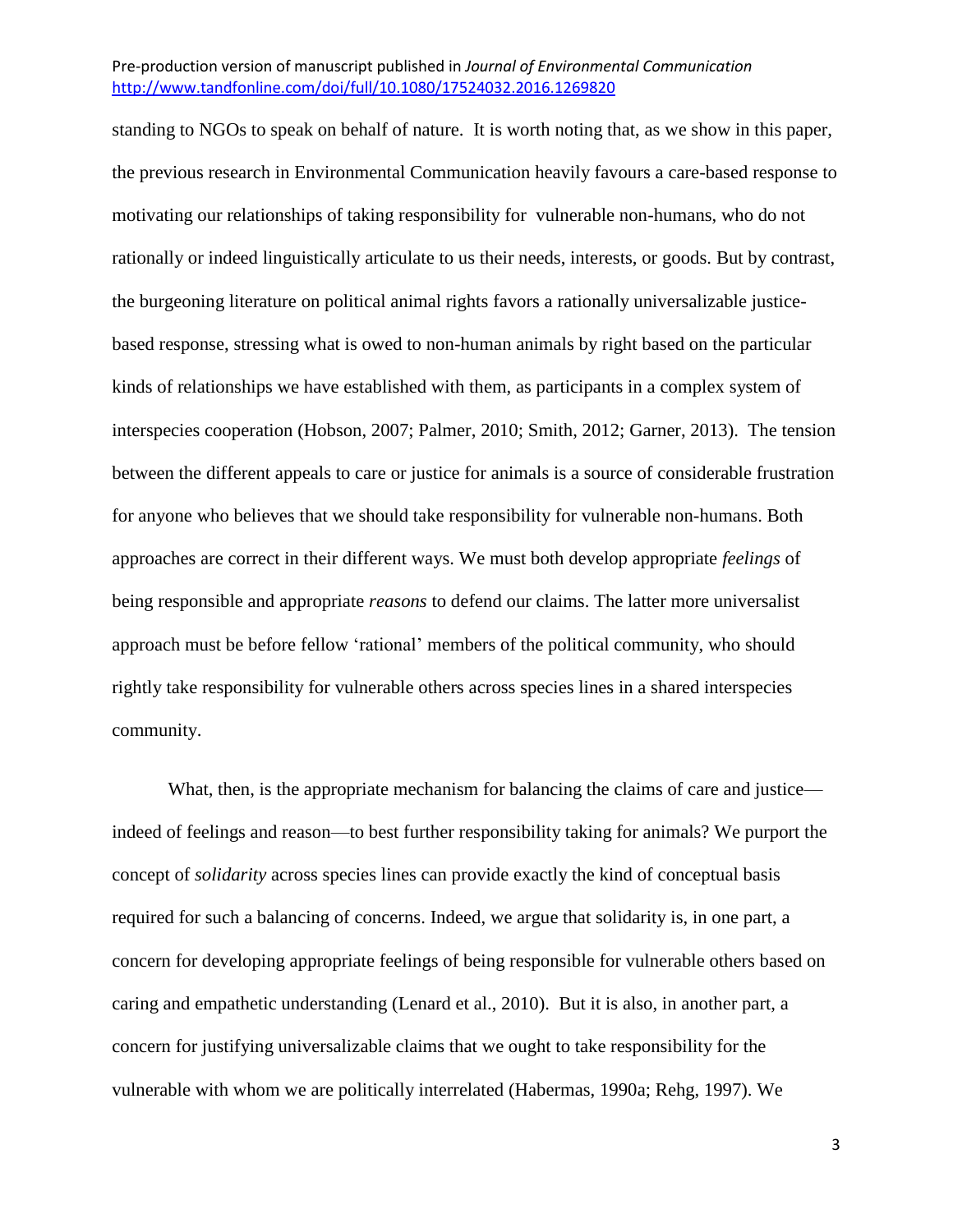standing to NGOs to speak on behalf of nature. It is worth noting that, as we show in this paper, the previous research in Environmental Communication heavily favours a care-based response to motivating our relationships of taking responsibility for vulnerable non-humans, who do not rationally or indeed linguistically articulate to us their needs, interests, or goods. But by contrast, the burgeoning literature on political animal rights favors a rationally universalizable justice-based response, stressing what is owed to non-human animals by right based on the particular kinds of relationships we have established with them, as participants in a complex system of interspecies cooperation (Hobson, 2007; Palmer, 2010; Smith, 2012; Garner, 2013). The tension between the different appeals to care or justice for animals is a source of considerable frustration for anyone who believes that we should take responsibility for vulnerable non-humans. Both approaches are correct in their different ways. We must both develop appropriate *feelings* of being responsible and appropriate *reasons* to defend our claims. The latter more universalist approach must be before fellow 'rational' members of the political community, who should rightly take responsibility for vulnerable others across species lines in a shared interspecies community.

What, then, is the appropriate mechanism for balancing the claims of care and justice—indeed of feelings and reason—to best further responsibility taking for animals? We purport the concept of *solidarity* across species lines can provide exactly the kind of conceptual basis required for such a balancing of concerns. Indeed, we argue that solidarity is, in one part, a concern for developing appropriate feelings of being responsible for vulnerable others based on caring and empathetic understanding (Lenard et al., 2010). But it is also, in another part, a concern for justifying universalizable claims that we ought to take responsibility for the vulnerable with whom we are politically interrelated (Habermas, 1990a; Rehg, 1997). We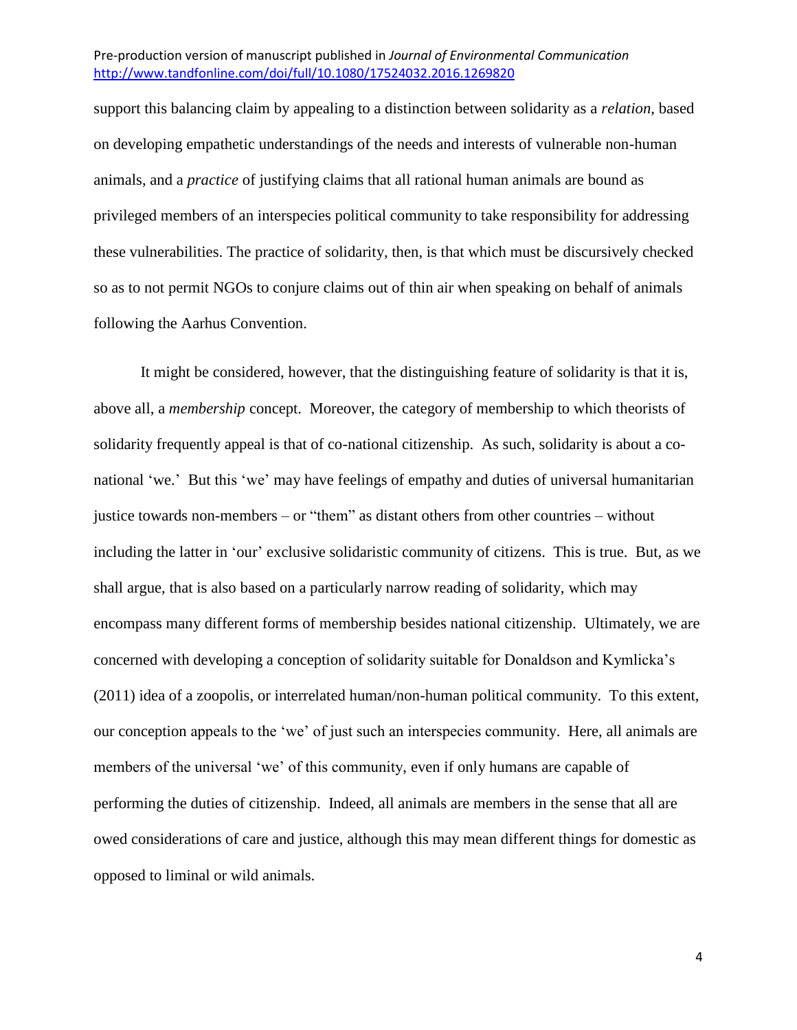support this balancing claim by appealing to a distinction between solidarity as a *relation*, based on developing empathetic understandings of the needs and interests of vulnerable non-human animals, and a *practice* of justifying claims that all rational human animals are bound as privileged members of an interspecies political community to take responsibility for addressing these vulnerabilities. The practice of solidarity, then, is that which must be discursively checked so as to not permit NGOs to conjure claims out of thin air when speaking on behalf of animals following the Aarhus Convention.

It might be considered, however, that the distinguishing feature of solidarity is that it is, above all, a *membership* concept. Moreover, the category of membership to which theorists of solidarity frequently appeal is that of co-national citizenship. As such, solidarity is about a co-national 'we.' But this 'we' may have feelings of empathy and duties of universal humanitarian justice towards non-members – or "them" as distant others from other countries – without including the latter in 'our' exclusive solidaristic community of citizens. This is true. But, as we shall argue, that is also based on a particularly narrow reading of solidarity, which may encompass many different forms of membership besides national citizenship. Ultimately, we are concerned with developing a conception of solidarity suitable for Donaldson and Kymlicka's (2011) idea of a zoopolis, or interrelated human/non-human political community. To this extent, our conception appeals to the 'we' of just such an interspecies community. Here, all animals are members of the universal 'we' of this community, even if only humans are capable of performing the duties of citizenship. Indeed, all animals are members in the sense that all are owed considerations of care and justice, although this may mean different things for domestic as opposed to liminal or wild animals.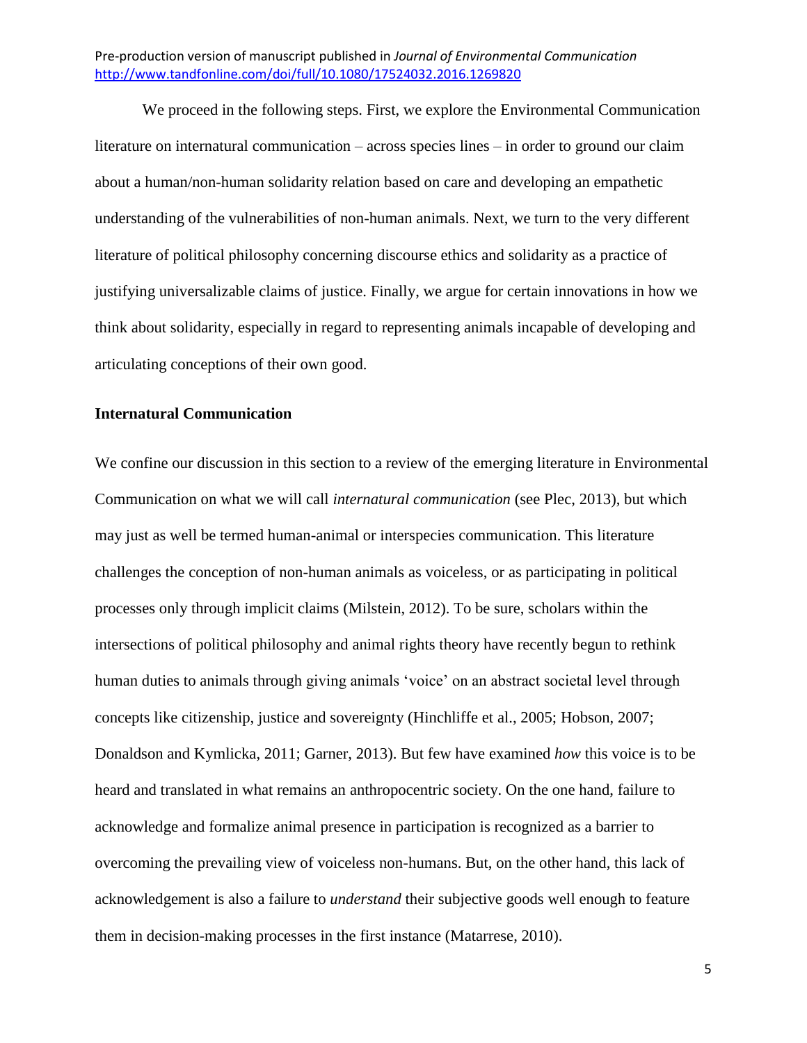We proceed in the following steps. First, we explore the Environmental Communication literature on internatural communication – across species lines – in order to ground our claim about a human/non-human solidarity relation based on care and developing an empathetic understanding of the vulnerabilities of non-human animals. Next, we turn to the very different literature of political philosophy concerning discourse ethics and solidarity as a practice of justifying universalizable claims of justice. Finally, we argue for certain innovations in how we think about solidarity, especially in regard to representing animals incapable of developing and articulating conceptions of their own good.

## Internatural Communication

We confine our discussion in this section to a review of the emerging literature in Environmental Communication on what we will call *internatural communication* (see Plec, 2013), but which may just as well be termed human-animal or interspecies communication. This literature challenges the conception of non-human animals as voiceless, or as participating in political processes only through implicit claims (Milstein, 2012). To be sure, scholars within the intersections of political philosophy and animal rights theory have recently begun to rethink human duties to animals through giving animals 'voice' on an abstract societal level through concepts like citizenship, justice and sovereignty (Hinchliffe et al., 2005; Hobson, 2007; Donaldson and Kymlicka, 2011; Garner, 2013). But few have examined *how* this voice is to be heard and translated in what remains an anthropocentric society. On the one hand, failure to acknowledge and formalize animal presence in participation is recognized as a barrier to overcoming the prevailing view of voiceless non-humans. But, on the other hand, this lack of acknowledgement is also a failure to *understand* their subjective goods well enough to feature them in decision-making processes in the first instance (Matarrese, 2010).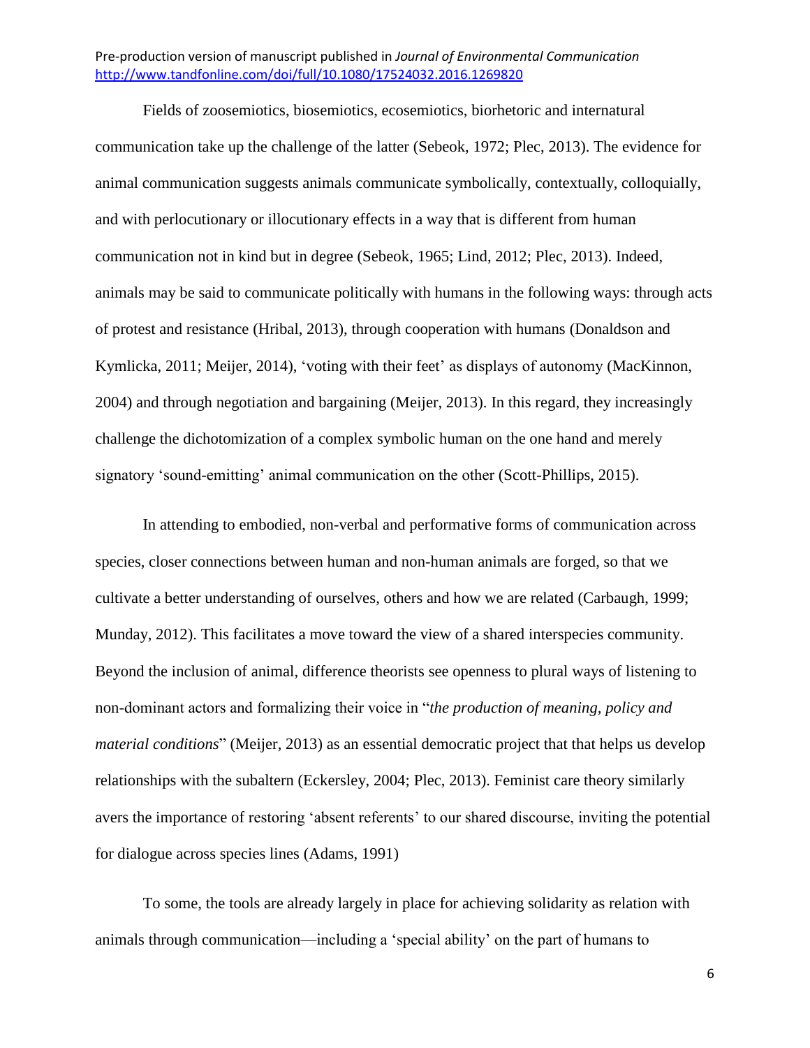Fields of zoosemiotics, biosemiotics, ecosemiotics, biorhetoric and internatural communication take up the challenge of the latter (Sebeok, 1972; Plec, 2013). The evidence for animal communication suggests animals communicate symbolically, contextually, colloquially, and with perlocutionary or illocutionary effects in a way that is different from human communication not in kind but in degree (Sebeok, 1965; Lind, 2012; Plec, 2013). Indeed, animals may be said to communicate politically with humans in the following ways: through acts of protest and resistance (Hribal, 2013), through cooperation with humans (Donaldson and Kymlicka, 2011; Meijer, 2014), 'voting with their feet' as displays of autonomy (MacKinnon, 2004) and through negotiation and bargaining (Meijer, 2013). In this regard, they increasingly challenge the dichotomization of a complex symbolic human on the one hand and merely signatory 'sound-emitting' animal communication on the other (Scott-Phillips, 2015).

In attending to embodied, non-verbal and performative forms of communication across species, closer connections between human and non-human animals are forged, so that we cultivate a better understanding of ourselves, others and how we are related (Carbaugh, 1999; Munday, 2012). This facilitates a move toward the view of a shared interspecies community. Beyond the inclusion of animal, difference theorists see openness to plural ways of listening to non-dominant actors and formalizing their voice in "*the production of meaning, policy and material conditions*" (Meijer, 2013) as an essential democratic project that that helps us develop relationships with the subaltern (Eckersley, 2004; Plec, 2013). Feminist care theory similarly avers the importance of restoring 'absent referents' to our shared discourse, inviting the potential for dialogue across species lines (Adams, 1991)

To some, the tools are already largely in place for achieving solidarity as relation with animals through communication—including a 'special ability' on the part of humans to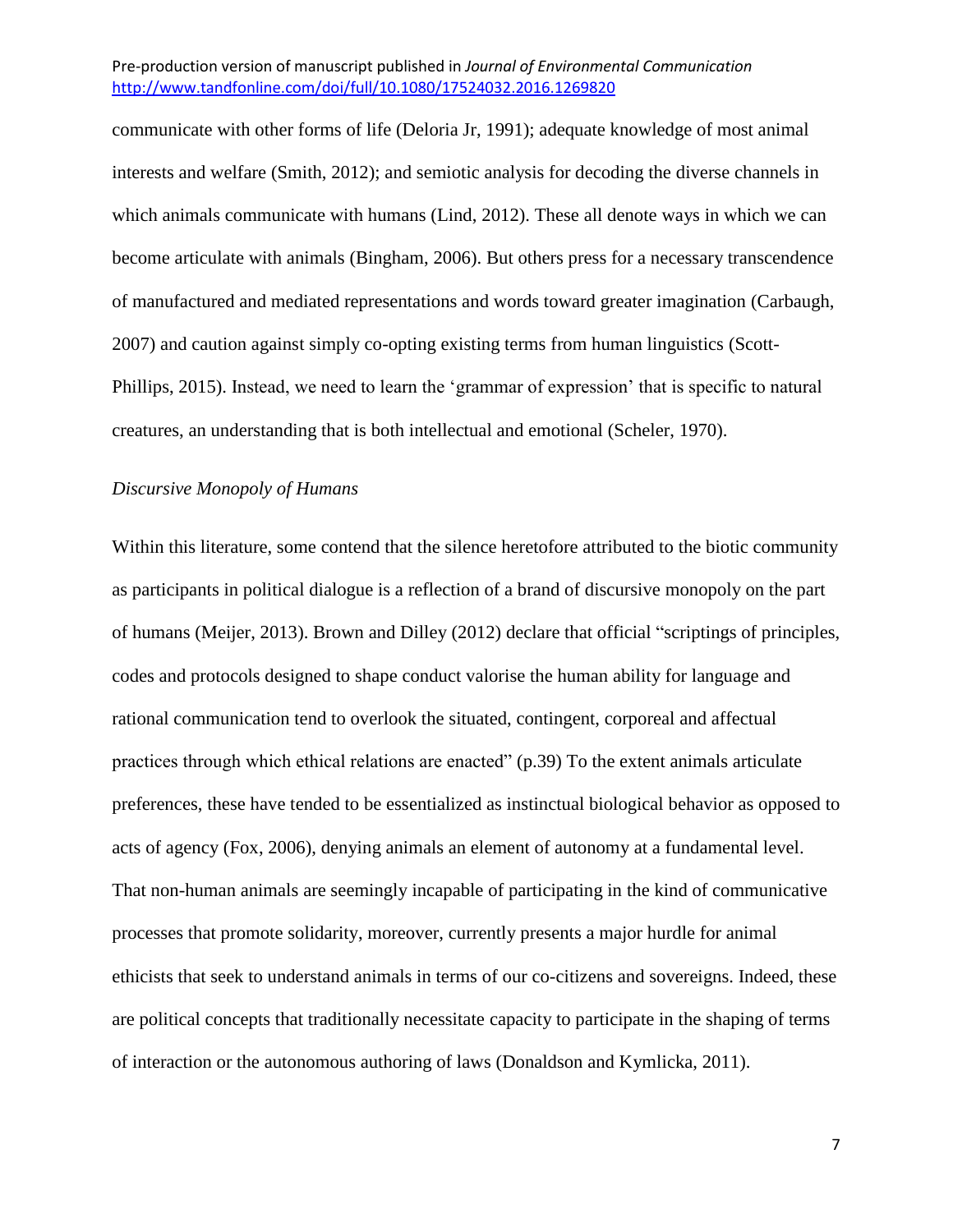communicate with other forms of life (Deloria Jr, 1991); adequate knowledge of most animal interests and welfare (Smith, 2012); and semiotic analysis for decoding the diverse channels in which animals communicate with humans (Lind, 2012). These all denote ways in which we can become articulate with animals (Bingham, 2006). But others press for a necessary transcendence of manufactured and mediated representations and words toward greater imagination (Carbaugh, 2007) and caution against simply co-opting existing terms from human linguistics (Scott-Phillips, 2015). Instead, we need to learn the 'grammar of expression' that is specific to natural creatures, an understanding that is both intellectual and emotional (Scheler, 1970).

### *Discursive Monopoly of Humans*

Within this literature, some contend that the silence heretofore attributed to the biotic community as participants in political dialogue is a reflection of a brand of discursive monopoly on the part of humans (Meijer, 2013). Brown and Dilley (2012) declare that official "scriptings of principles, codes and protocols designed to shape conduct valorise the human ability for language and rational communication tend to overlook the situated, contingent, corporeal and affectual practices through which ethical relations are enacted" (p.39) To the extent animals articulate preferences, these have tended to be essentialized as instinctual biological behavior as opposed to acts of agency (Fox, 2006), denying animals an element of autonomy at a fundamental level. That non-human animals are seemingly incapable of participating in the kind of communicative processes that promote solidarity, moreover, currently presents a major hurdle for animal ethicists that seek to understand animals in terms of our co-citizens and sovereigns. Indeed, these are political concepts that traditionally necessitate capacity to participate in the shaping of terms of interaction or the autonomous authoring of laws (Donaldson and Kymlicka, 2011).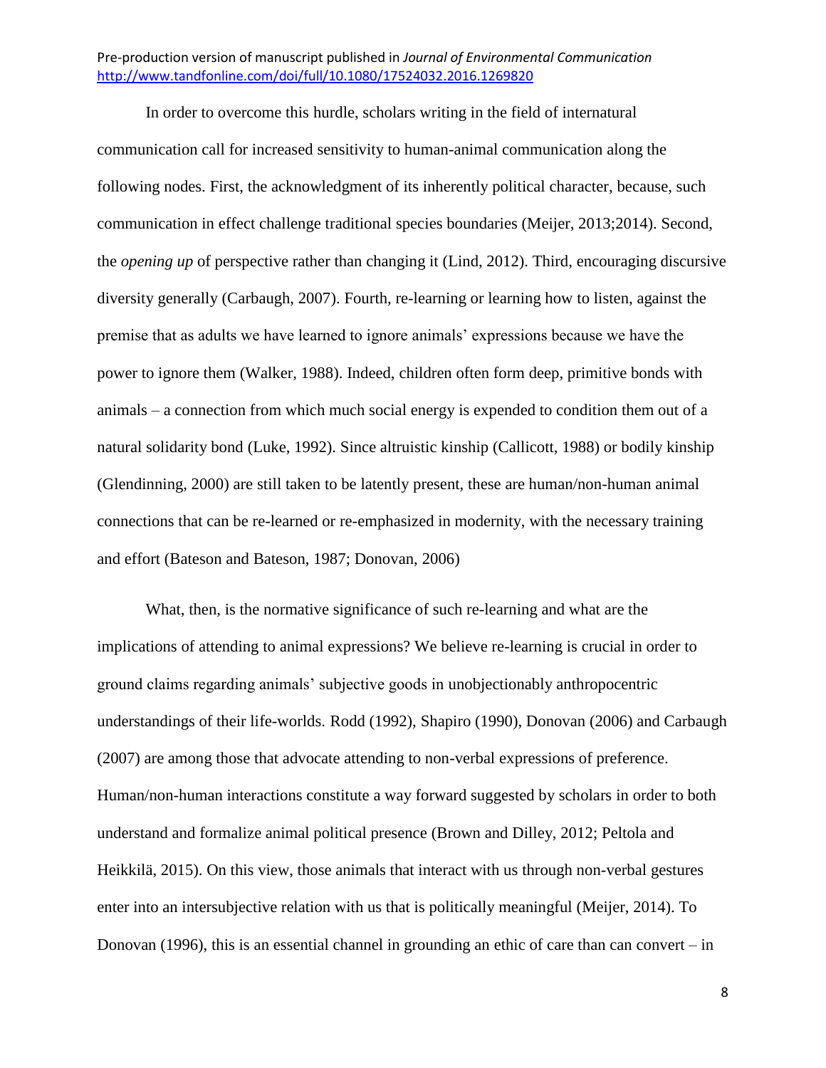In order to overcome this hurdle, scholars writing in the field of internatural communication call for increased sensitivity to human-animal communication along the following nodes. First, the acknowledgment of its inherently political character, because, such communication in effect challenge traditional species boundaries (Meijer, 2013;2014). Second, the *opening up* of perspective rather than changing it (Lind, 2012). Third, encouraging discursive diversity generally (Carbaugh, 2007). Fourth, re-learning or learning how to listen, against the premise that as adults we have learned to ignore animals' expressions because we have the power to ignore them (Walker, 1988). Indeed, children often form deep, primitive bonds with animals – a connection from which much social energy is expended to condition them out of a natural solidarity bond (Luke, 1992). Since altruistic kinship (Callicott, 1988) or bodily kinship (Glendinning, 2000) are still taken to be latently present, these are human/non-human animal connections that can be re-learned or re-emphasized in modernity, with the necessary training and effort (Bateson and Bateson, 1987; Donovan, 2006)

What, then, is the normative significance of such re-learning and what are the implications of attending to animal expressions? We believe re-learning is crucial in order to ground claims regarding animals' subjective goods in unobjectionably anthropocentric understandings of their life-worlds. Rodd (1992), Shapiro (1990), Donovan (2006) and Carbaugh (2007) are among those that advocate attending to non-verbal expressions of preference. Human/non-human interactions constitute a way forward suggested by scholars in order to both understand and formalize animal political presence (Brown and Dilley, 2012; Peltola and Heikkilä, 2015). On this view, those animals that interact with us through non-verbal gestures enter into an intersubjective relation with us that is politically meaningful (Meijer, 2014). To Donovan (1996), this is an essential channel in grounding an ethic of care than can convert – in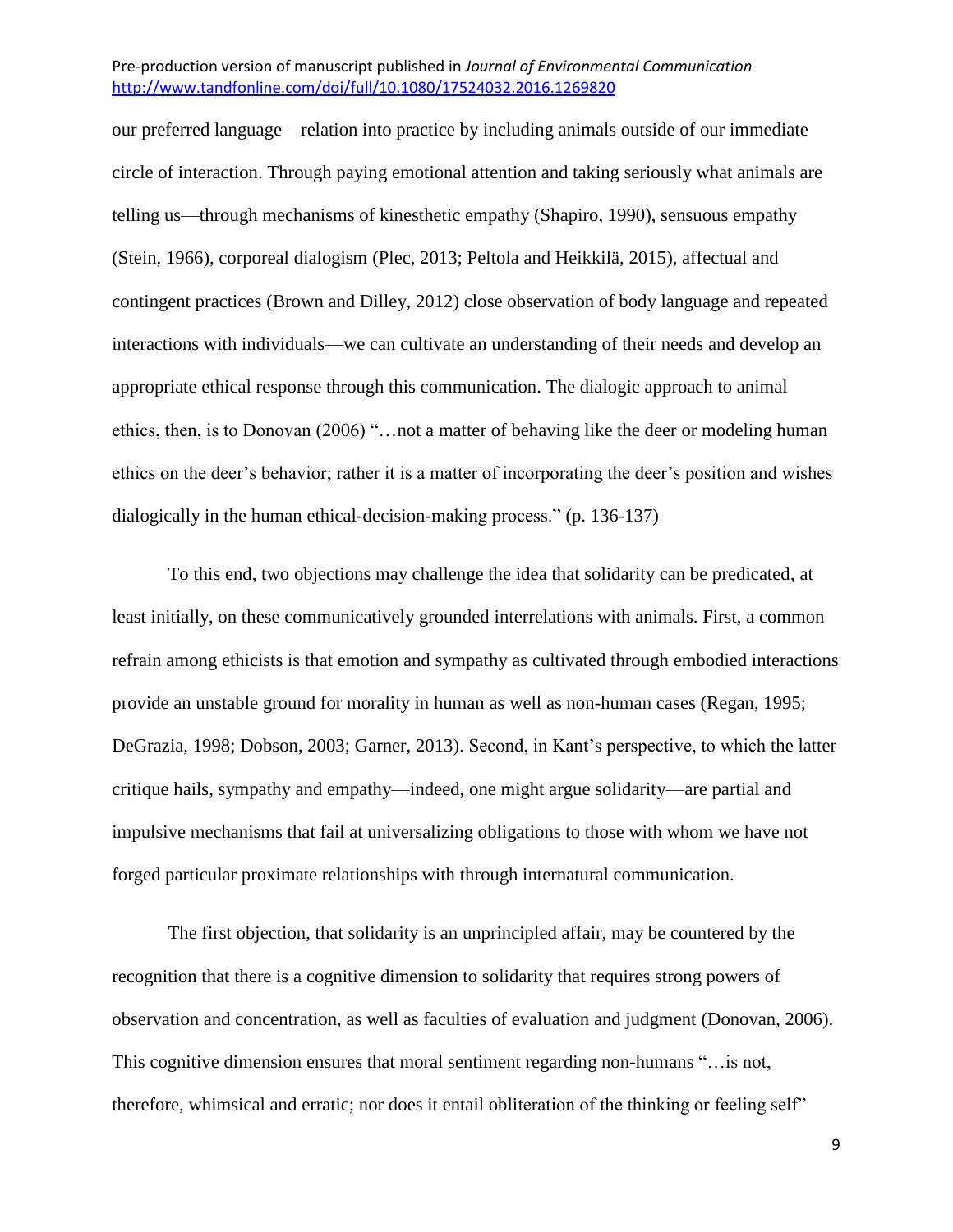our preferred language – relation into practice by including animals outside of our immediate circle of interaction. Through paying emotional attention and taking seriously what animals are telling us—through mechanisms of kinesthetic empathy (Shapiro, 1990), sensuous empathy (Stein, 1966), corporeal dialogism (Plec, 2013; Peltola and Heikkilä, 2015), affectual and contingent practices (Brown and Dilley, 2012) close observation of body language and repeated interactions with individuals—we can cultivate an understanding of their needs and develop an appropriate ethical response through this communication. The dialogic approach to animal ethics, then, is to Donovan (2006) "…not a matter of behaving like the deer or modeling human ethics on the deer's behavior; rather it is a matter of incorporating the deer's position and wishes dialogically in the human ethical-decision-making process." (p. 136-137)

To this end, two objections may challenge the idea that solidarity can be predicated, at least initially, on these communicatively grounded interrelations with animals. First, a common refrain among ethicists is that emotion and sympathy as cultivated through embodied interactions provide an unstable ground for morality in human as well as non-human cases (Regan, 1995; DeGrazia, 1998; Dobson, 2003; Garner, 2013). Second, in Kant's perspective, to which the latter critique hails, sympathy and empathy—indeed, one might argue solidarity—are partial and impulsive mechanisms that fail at universalizing obligations to those with whom we have not forged particular proximate relationships with through internatural communication.

The first objection, that solidarity is an unprincipled affair, may be countered by the recognition that there is a cognitive dimension to solidarity that requires strong powers of observation and concentration, as well as faculties of evaluation and judgment (Donovan, 2006). This cognitive dimension ensures that moral sentiment regarding non-humans "…is not, therefore, whimsical and erratic; nor does it entail obliteration of the thinking or feeling self"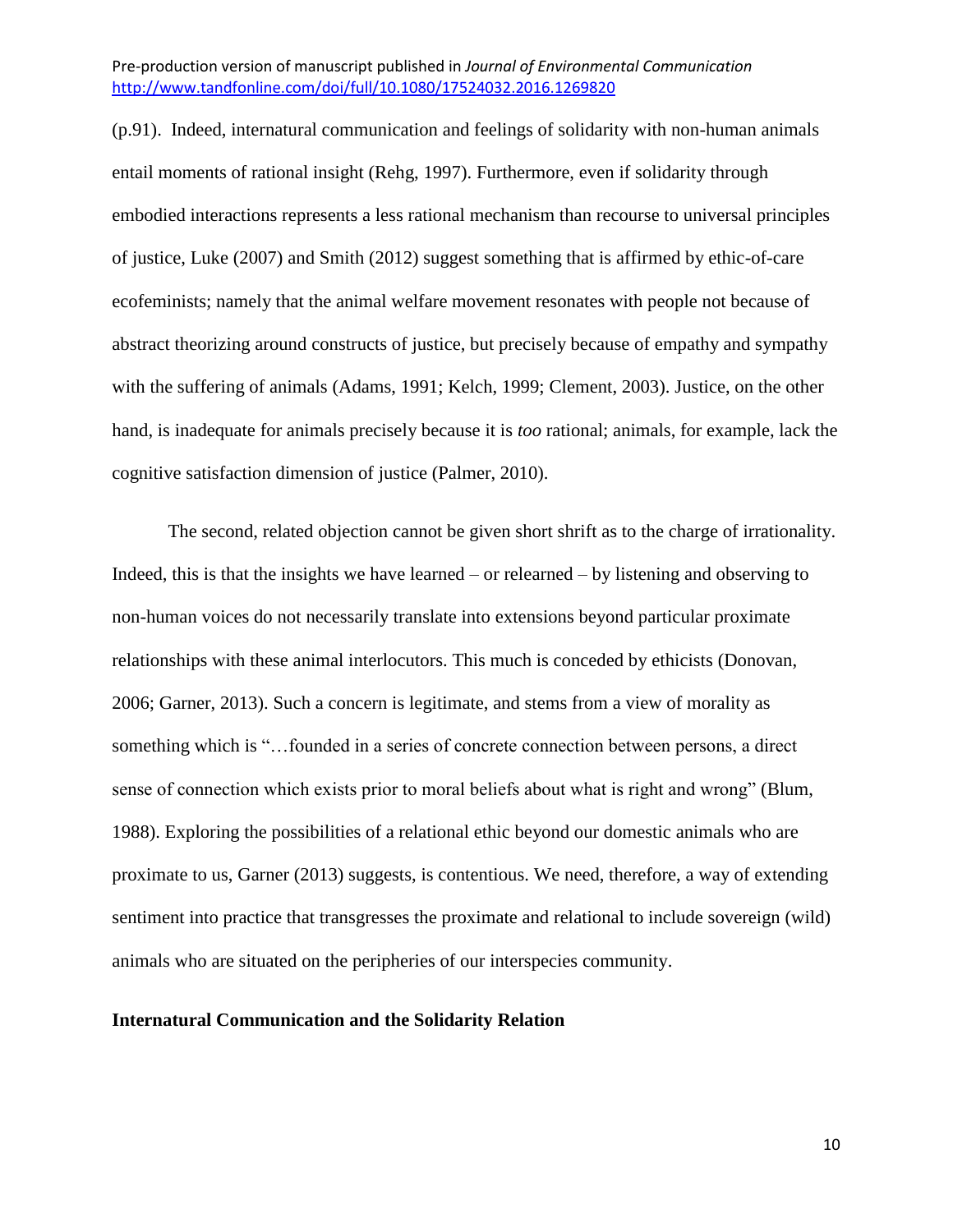(p.91). Indeed, internatural communication and feelings of solidarity with non-human animals entail moments of rational insight (Rehg, 1997). Furthermore, even if solidarity through embodied interactions represents a less rational mechanism than recourse to universal principles of justice, Luke (2007) and Smith (2012) suggest something that is affirmed by ethic-of-care ecofeminists; namely that the animal welfare movement resonates with people not because of abstract theorizing around constructs of justice, but precisely because of empathy and sympathy with the suffering of animals (Adams, 1991; Kelch, 1999; Clement, 2003). Justice, on the other hand, is inadequate for animals precisely because it is *too* rational; animals, for example, lack the cognitive satisfaction dimension of justice (Palmer, 2010).

The second, related objection cannot be given short shrift as to the charge of irrationality. Indeed, this is that the insights we have learned – or relearned – by listening and observing to non-human voices do not necessarily translate into extensions beyond particular proximate relationships with these animal interlocutors. This much is conceded by ethicists (Donovan, 2006; Garner, 2013). Such a concern is legitimate, and stems from a view of morality as something which is "…founded in a series of concrete connection between persons, a direct sense of connection which exists prior to moral beliefs about what is right and wrong" (Blum, 1988). Exploring the possibilities of a relational ethic beyond our domestic animals who are proximate to us, Garner (2013) suggests, is contentious. We need, therefore, a way of extending sentiment into practice that transgresses the proximate and relational to include sovereign (wild) animals who are situated on the peripheries of our interspecies community.

**Internatural Communication and the Solidarity Relation**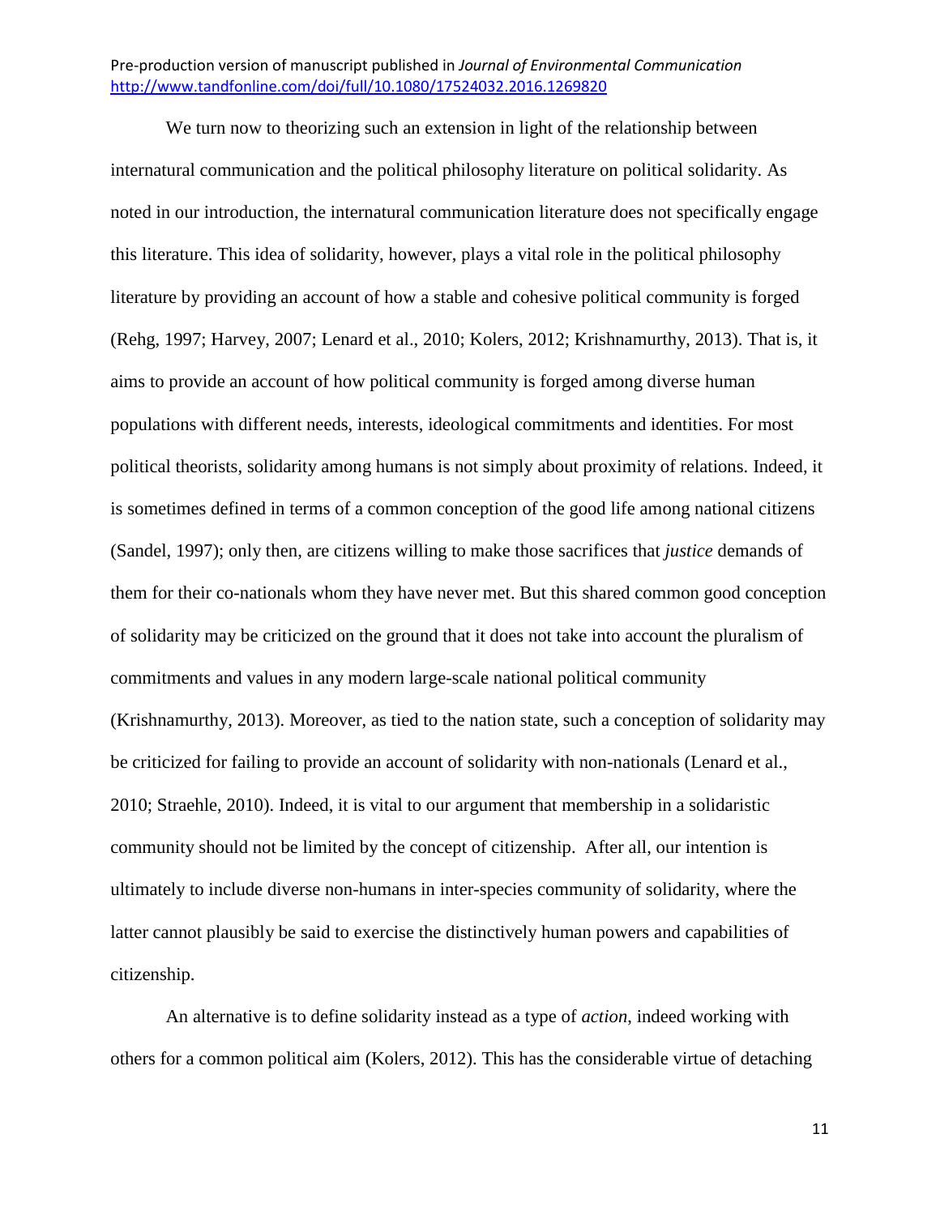We turn now to theorizing such an extension in light of the relationship between internatural communication and the political philosophy literature on political solidarity. As noted in our introduction, the internatural communication literature does not specifically engage this literature. This idea of solidarity, however, plays a vital role in the political philosophy literature by providing an account of how a stable and cohesive political community is forged (Rehg, 1997; Harvey, 2007; Lenard et al., 2010; Kolers, 2012; Krishnamurthy, 2013). That is, it aims to provide an account of how political community is forged among diverse human populations with different needs, interests, ideological commitments and identities. For most political theorists, solidarity among humans is not simply about proximity of relations. Indeed, it is sometimes defined in terms of a common conception of the good life among national citizens (Sandel, 1997); only then, are citizens willing to make those sacrifices that *justice* demands of them for their co-nationals whom they have never met. But this shared common good conception of solidarity may be criticized on the ground that it does not take into account the pluralism of commitments and values in any modern large-scale national political community (Krishnamurthy, 2013). Moreover, as tied to the nation state, such a conception of solidarity may be criticized for failing to provide an account of solidarity with non-nationals (Lenard et al., 2010; Straehle, 2010). Indeed, it is vital to our argument that membership in a solidaristic community should not be limited by the concept of citizenship. After all, our intention is ultimately to include diverse non-humans in inter-species community of solidarity, where the latter cannot plausibly be said to exercise the distinctively human powers and capabilities of citizenship.

An alternative is to define solidarity instead as a type of *action*, indeed working with others for a common political aim (Kolers, 2012). This has the considerable virtue of detaching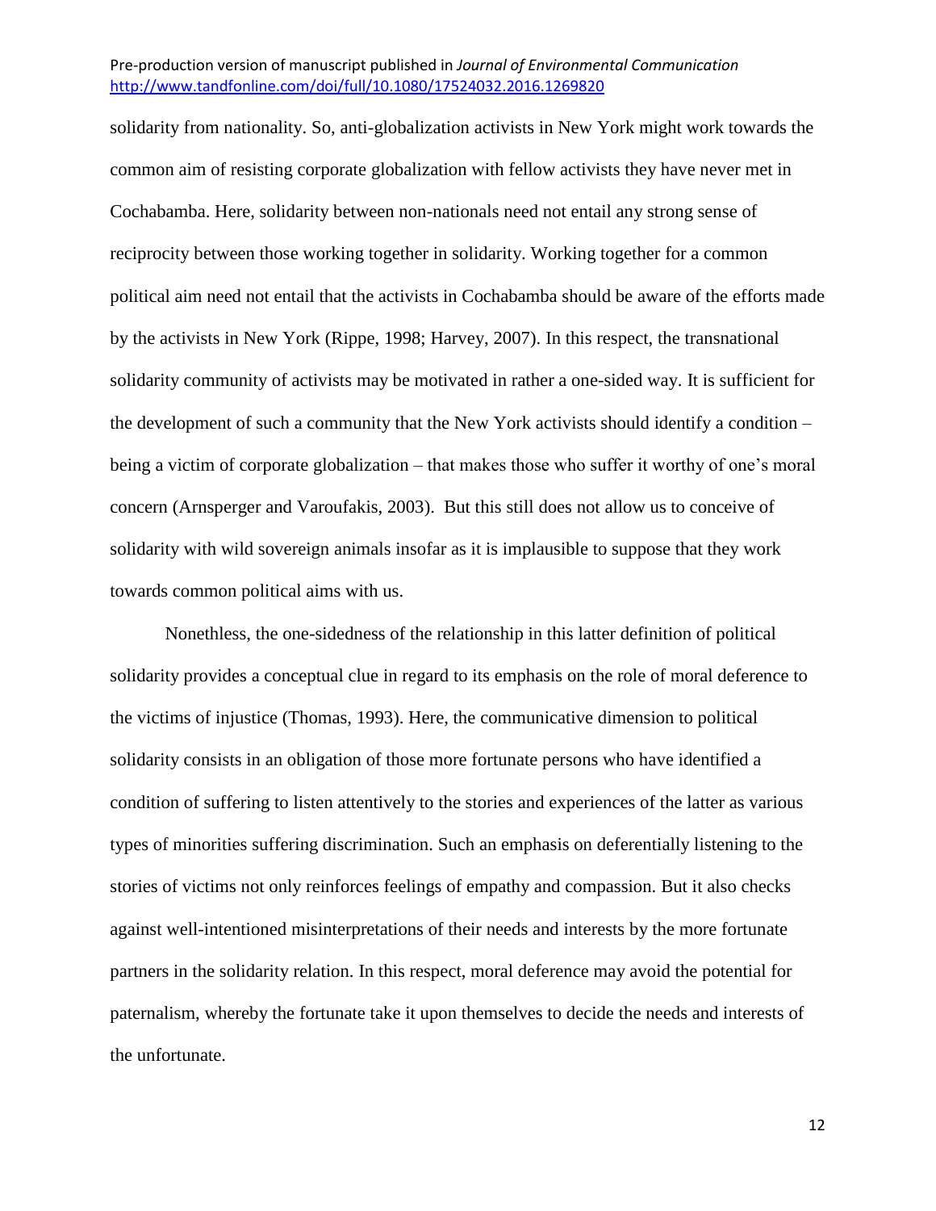solidarity from nationality. So, anti-globalization activists in New York might work towards the common aim of resisting corporate globalization with fellow activists they have never met in Cochabamba. Here, solidarity between non-nationals need not entail any strong sense of reciprocity between those working together in solidarity. Working together for a common political aim need not entail that the activists in Cochabamba should be aware of the efforts made by the activists in New York (Rippe, 1998; Harvey, 2007). In this respect, the transnational solidarity community of activists may be motivated in rather a one-sided way. It is sufficient for the development of such a community that the New York activists should identify a condition – being a victim of corporate globalization – that makes those who suffer it worthy of one's moral concern (Arnsperger and Varoufakis, 2003). But this still does not allow us to conceive of solidarity with wild sovereign animals insofar as it is implausible to suppose that they work towards common political aims with us.

Nonethless, the one-sidedness of the relationship in this latter definition of political solidarity provides a conceptual clue in regard to its emphasis on the role of moral deference to the victims of injustice (Thomas, 1993). Here, the communicative dimension to political solidarity consists in an obligation of those more fortunate persons who have identified a condition of suffering to listen attentively to the stories and experiences of the latter as various types of minorities suffering discrimination. Such an emphasis on deferentially listening to the stories of victims not only reinforces feelings of empathy and compassion. But it also checks against well-intentioned misinterpretations of their needs and interests by the more fortunate partners in the solidarity relation. In this respect, moral deference may avoid the potential for paternalism, whereby the fortunate take it upon themselves to decide the needs and interests of the unfortunate.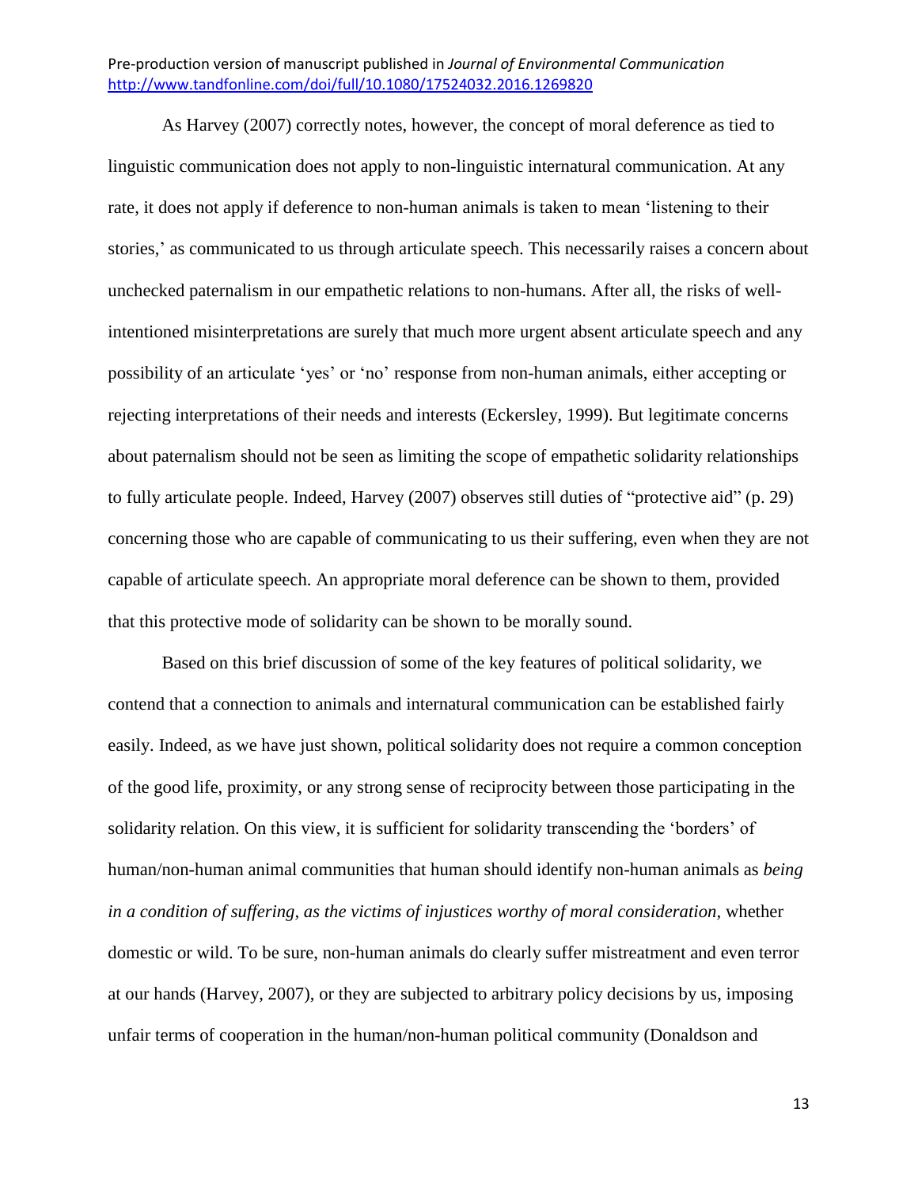As Harvey (2007) correctly notes, however, the concept of moral deference as tied to linguistic communication does not apply to non-linguistic internatural communication. At any rate, it does not apply if deference to non-human animals is taken to mean 'listening to their stories,' as communicated to us through articulate speech. This necessarily raises a concern about unchecked paternalism in our empathetic relations to non-humans. After all, the risks of well-intentioned misinterpretations are surely that much more urgent absent articulate speech and any possibility of an articulate 'yes' or 'no' response from non-human animals, either accepting or rejecting interpretations of their needs and interests (Eckersley, 1999). But legitimate concerns about paternalism should not be seen as limiting the scope of empathetic solidarity relationships to fully articulate people. Indeed, Harvey (2007) observes still duties of "protective aid" (p. 29) concerning those who are capable of communicating to us their suffering, even when they are not capable of articulate speech. An appropriate moral deference can be shown to them, provided that this protective mode of solidarity can be shown to be morally sound.

Based on this brief discussion of some of the key features of political solidarity, we contend that a connection to animals and internatural communication can be established fairly easily. Indeed, as we have just shown, political solidarity does not require a common conception of the good life, proximity, or any strong sense of reciprocity between those participating in the solidarity relation. On this view, it is sufficient for solidarity transcending the 'borders' of human/non-human animal communities that human should identify non-human animals as *being in a condition of suffering, as the victims of injustices worthy of moral consideration,* whether domestic or wild. To be sure, non-human animals do clearly suffer mistreatment and even terror at our hands (Harvey, 2007), or they are subjected to arbitrary policy decisions by us, imposing unfair terms of cooperation in the human/non-human political community (Donaldson and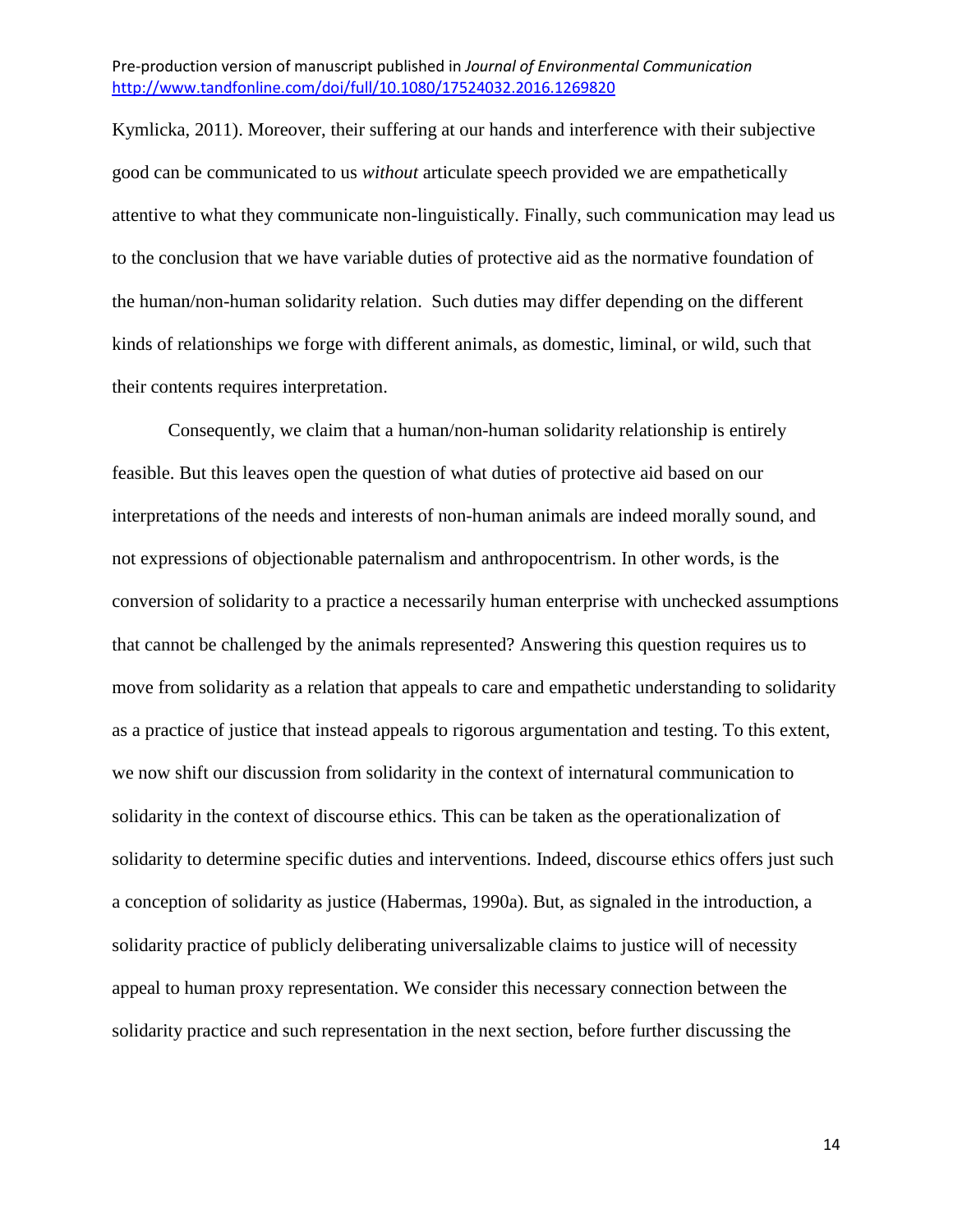Kymlicka, 2011). Moreover, their suffering at our hands and interference with their subjective good can be communicated to us *without* articulate speech provided we are empathetically attentive to what they communicate non-linguistically. Finally, such communication may lead us to the conclusion that we have variable duties of protective aid as the normative foundation of the human/non-human solidarity relation. Such duties may differ depending on the different kinds of relationships we forge with different animals, as domestic, liminal, or wild, such that their contents requires interpretation.

Consequently, we claim that a human/non-human solidarity relationship is entirely feasible. But this leaves open the question of what duties of protective aid based on our interpretations of the needs and interests of non-human animals are indeed morally sound, and not expressions of objectionable paternalism and anthropocentrism. In other words, is the conversion of solidarity to a practice a necessarily human enterprise with unchecked assumptions that cannot be challenged by the animals represented? Answering this question requires us to move from solidarity as a relation that appeals to care and empathetic understanding to solidarity as a practice of justice that instead appeals to rigorous argumentation and testing. To this extent, we now shift our discussion from solidarity in the context of internatural communication to solidarity in the context of discourse ethics. This can be taken as the operationalization of solidarity to determine specific duties and interventions. Indeed, discourse ethics offers just such a conception of solidarity as justice (Habermas, 1990a). But, as signaled in the introduction, a solidarity practice of publicly deliberating universalizable claims to justice will of necessity appeal to human proxy representation. We consider this necessary connection between the solidarity practice and such representation in the next section, before further discussing the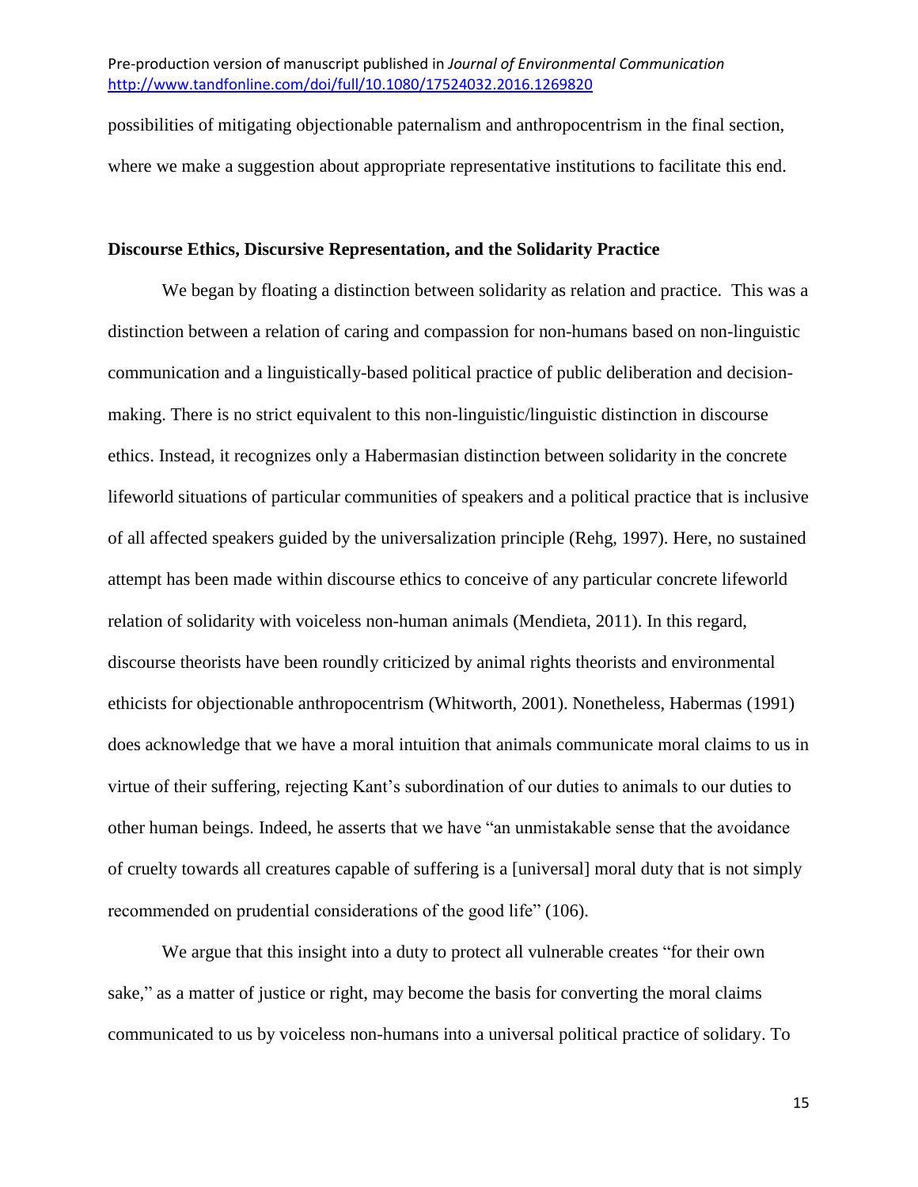possibilities of mitigating objectionable paternalism and anthropocentrism in the final section, where we make a suggestion about appropriate representative institutions to facilitate this end.

**Discourse Ethics, Discursive Representation, and the Solidarity Practice**

We began by floating a distinction between solidarity as relation and practice. This was a distinction between a relation of caring and compassion for non-humans based on non-linguistic communication and a linguistically-based political practice of public deliberation and decision-making. There is no strict equivalent to this non-linguistic/linguistic distinction in discourse ethics. Instead, it recognizes only a Habermasian distinction between solidarity in the concrete lifeworld situations of particular communities of speakers and a political practice that is inclusive of all affected speakers guided by the universalization principle (Rehg, 1997). Here, no sustained attempt has been made within discourse ethics to conceive of any particular concrete lifeworld relation of solidarity with voiceless non-human animals (Mendieta, 2011). In this regard, discourse theorists have been roundly criticized by animal rights theorists and environmental ethicists for objectionable anthropocentrism (Whitworth, 2001). Nonetheless, Habermas (1991) does acknowledge that we have a moral intuition that animals communicate moral claims to us in virtue of their suffering, rejecting Kant's subordination of our duties to animals to our duties to other human beings. Indeed, he asserts that we have "an unmistakable sense that the avoidance of cruelty towards all creatures capable of suffering is a [universal] moral duty that is not simply recommended on prudential considerations of the good life" (106).

We argue that this insight into a duty to protect all vulnerable creates "for their own sake," as a matter of justice or right, may become the basis for converting the moral claims communicated to us by voiceless non-humans into a universal political practice of solidary. To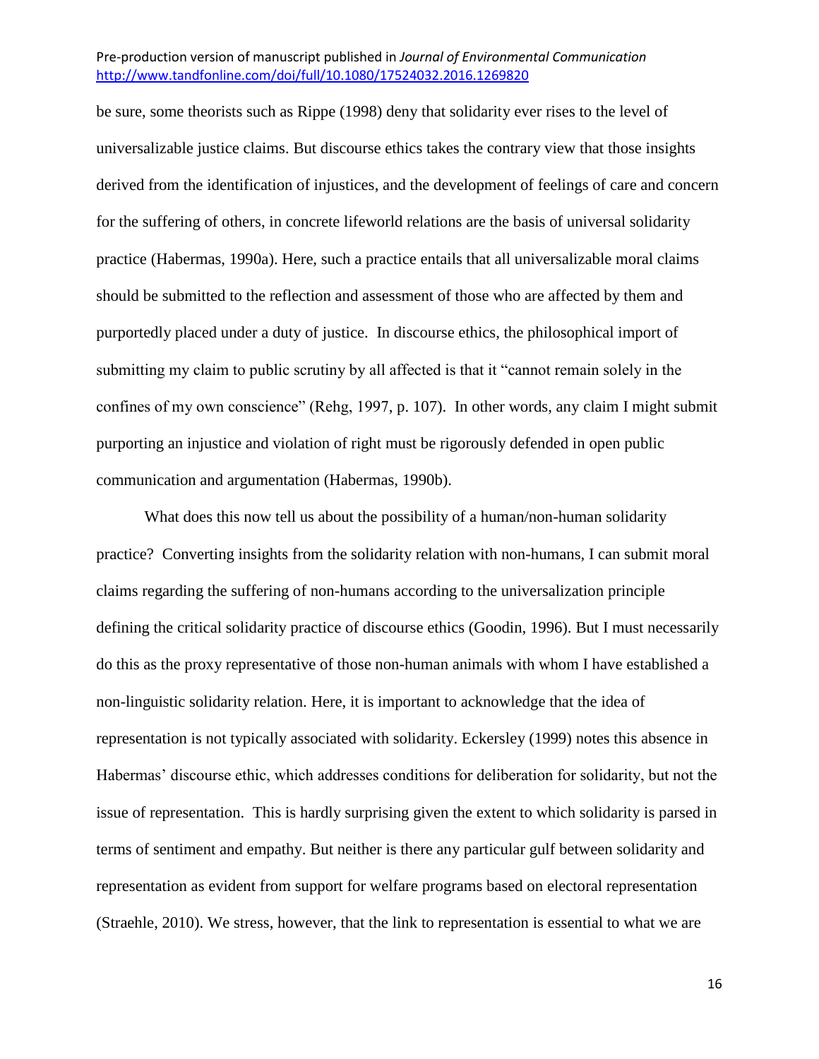be sure, some theorists such as Rippe (1998) deny that solidarity ever rises to the level of universalizable justice claims. But discourse ethics takes the contrary view that those insights derived from the identification of injustices, and the development of feelings of care and concern for the suffering of others, in concrete lifeworld relations are the basis of universal solidarity practice (Habermas, 1990a). Here, such a practice entails that all universalizable moral claims should be submitted to the reflection and assessment of those who are affected by them and purportedly placed under a duty of justice. In discourse ethics, the philosophical import of submitting my claim to public scrutiny by all affected is that it "cannot remain solely in the confines of my own conscience" (Rehg, 1997, p. 107). In other words, any claim I might submit purporting an injustice and violation of right must be rigorously defended in open public communication and argumentation (Habermas, 1990b).

What does this now tell us about the possibility of a human/non-human solidarity practice? Converting insights from the solidarity relation with non-humans, I can submit moral claims regarding the suffering of non-humans according to the universalization principle defining the critical solidarity practice of discourse ethics (Goodin, 1996). But I must necessarily do this as the proxy representative of those non-human animals with whom I have established a non-linguistic solidarity relation. Here, it is important to acknowledge that the idea of representation is not typically associated with solidarity. Eckersley (1999) notes this absence in Habermas' discourse ethic, which addresses conditions for deliberation for solidarity, but not the issue of representation. This is hardly surprising given the extent to which solidarity is parsed in terms of sentiment and empathy. But neither is there any particular gulf between solidarity and representation as evident from support for welfare programs based on electoral representation (Straehle, 2010). We stress, however, that the link to representation is essential to what we are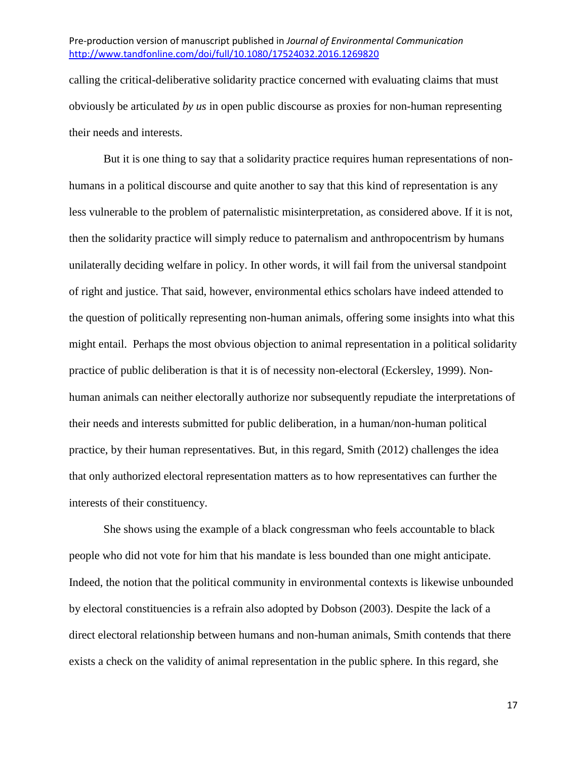calling the critical-deliberative solidarity practice concerned with evaluating claims that must obviously be articulated *by us* in open public discourse as proxies for non-human representing their needs and interests.

But it is one thing to say that a solidarity practice requires human representations of non-humans in a political discourse and quite another to say that this kind of representation is any less vulnerable to the problem of paternalistic misinterpretation, as considered above. If it is not, then the solidarity practice will simply reduce to paternalism and anthropocentrism by humans unilaterally deciding welfare in policy. In other words, it will fail from the universal standpoint of right and justice. That said, however, environmental ethics scholars have indeed attended to the question of politically representing non-human animals, offering some insights into what this might entail. Perhaps the most obvious objection to animal representation in a political solidarity practice of public deliberation is that it is of necessity non-electoral (Eckersley, 1999). Non-human animals can neither electorally authorize nor subsequently repudiate the interpretations of their needs and interests submitted for public deliberation, in a human/non-human political practice, by their human representatives. But, in this regard, Smith (2012) challenges the idea that only authorized electoral representation matters as to how representatives can further the interests of their constituency.

She shows using the example of a black congressman who feels accountable to black people who did not vote for him that his mandate is less bounded than one might anticipate. Indeed, the notion that the political community in environmental contexts is likewise unbounded by electoral constituencies is a refrain also adopted by Dobson (2003). Despite the lack of a direct electoral relationship between humans and non-human animals, Smith contends that there exists a check on the validity of animal representation in the public sphere. In this regard, she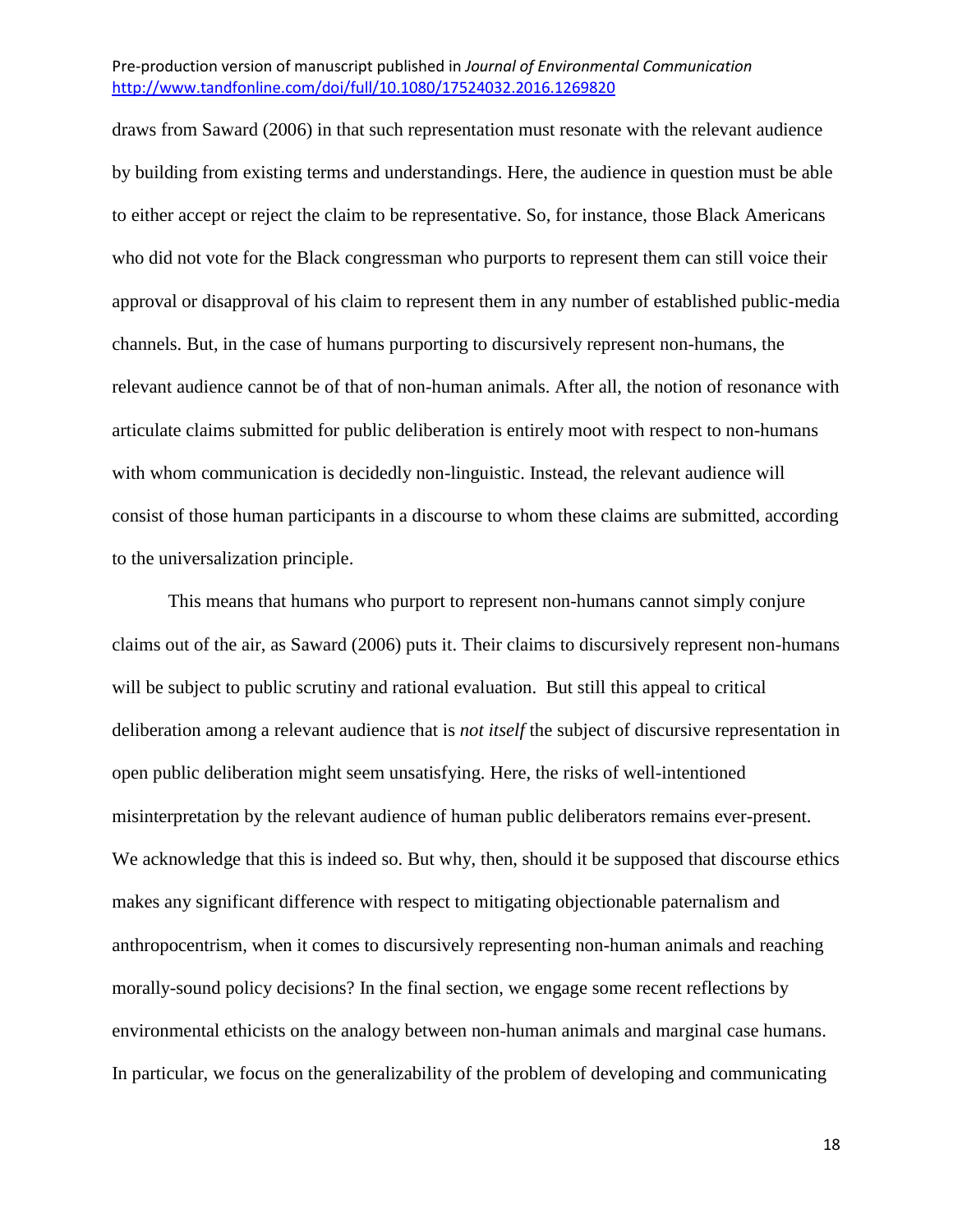draws from Saward (2006) in that such representation must resonate with the relevant audience by building from existing terms and understandings. Here, the audience in question must be able to either accept or reject the claim to be representative. So, for instance, those Black Americans who did not vote for the Black congressman who purports to represent them can still voice their approval or disapproval of his claim to represent them in any number of established public-media channels. But, in the case of humans purporting to discursively represent non-humans, the relevant audience cannot be of that of non-human animals. After all, the notion of resonance with articulate claims submitted for public deliberation is entirely moot with respect to non-humans with whom communication is decidedly non-linguistic. Instead, the relevant audience will consist of those human participants in a discourse to whom these claims are submitted, according to the universalization principle.

This means that humans who purport to represent non-humans cannot simply conjure claims out of the air, as Saward (2006) puts it. Their claims to discursively represent non-humans will be subject to public scrutiny and rational evaluation. But still this appeal to critical deliberation among a relevant audience that is *not itself* the subject of discursive representation in open public deliberation might seem unsatisfying. Here, the risks of well-intentioned misinterpretation by the relevant audience of human public deliberators remains ever-present. We acknowledge that this is indeed so. But why, then, should it be supposed that discourse ethics makes any significant difference with respect to mitigating objectionable paternalism and anthropocentrism, when it comes to discursively representing non-human animals and reaching morally-sound policy decisions? In the final section, we engage some recent reflections by environmental ethicists on the analogy between non-human animals and marginal case humans. In particular, we focus on the generalizability of the problem of developing and communicating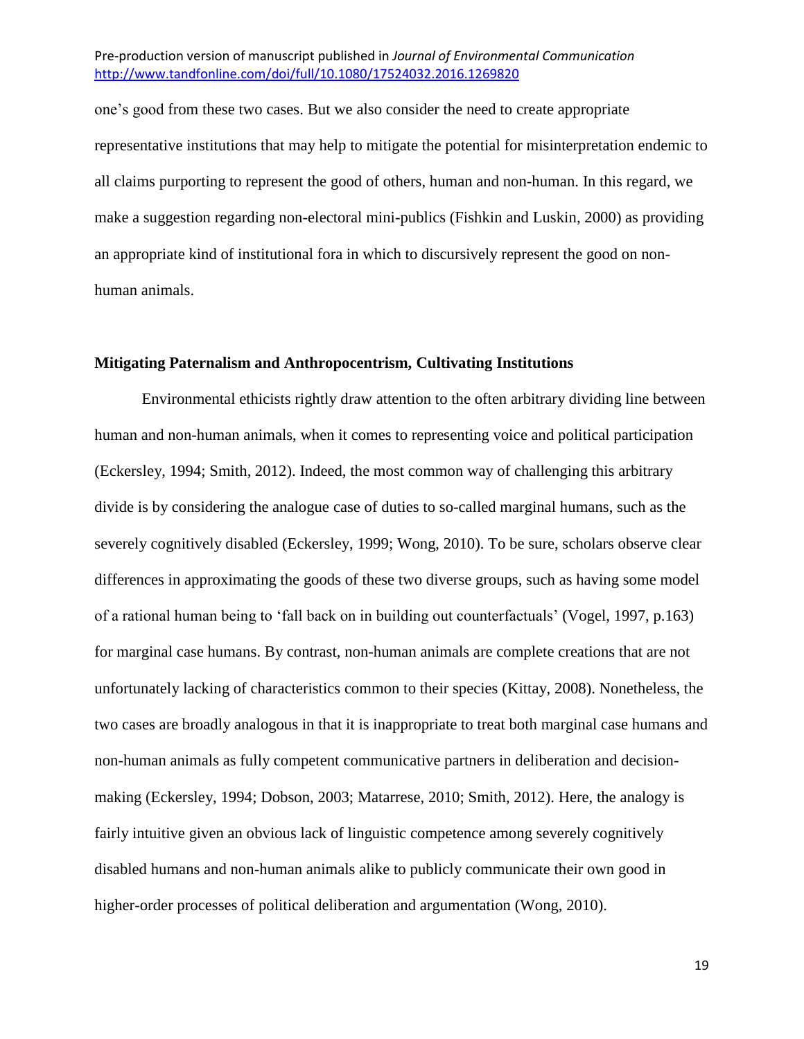one's good from these two cases. But we also consider the need to create appropriate representative institutions that may help to mitigate the potential for misinterpretation endemic to all claims purporting to represent the good of others, human and non-human. In this regard, we make a suggestion regarding non-electoral mini-publics (Fishkin and Luskin, 2000) as providing an appropriate kind of institutional fora in which to discursively represent the good on non-human animals.

## Mitigating Paternalism and Anthropocentrism, Cultivating Institutions

Environmental ethicists rightly draw attention to the often arbitrary dividing line between human and non-human animals, when it comes to representing voice and political participation (Eckersley, 1994; Smith, 2012). Indeed, the most common way of challenging this arbitrary divide is by considering the analogue case of duties to so-called marginal humans, such as the severely cognitively disabled (Eckersley, 1999; Wong, 2010). To be sure, scholars observe clear differences in approximating the goods of these two diverse groups, such as having some model of a rational human being to 'fall back on in building out counterfactuals' (Vogel, 1997, p.163) for marginal case humans. By contrast, non-human animals are complete creations that are not unfortunately lacking of characteristics common to their species (Kittay, 2008). Nonetheless, the two cases are broadly analogous in that it is inappropriate to treat both marginal case humans and non-human animals as fully competent communicative partners in deliberation and decision-making (Eckersley, 1994; Dobson, 2003; Matarrese, 2010; Smith, 2012). Here, the analogy is fairly intuitive given an obvious lack of linguistic competence among severely cognitively disabled humans and non-human animals alike to publicly communicate their own good in higher-order processes of political deliberation and argumentation (Wong, 2010).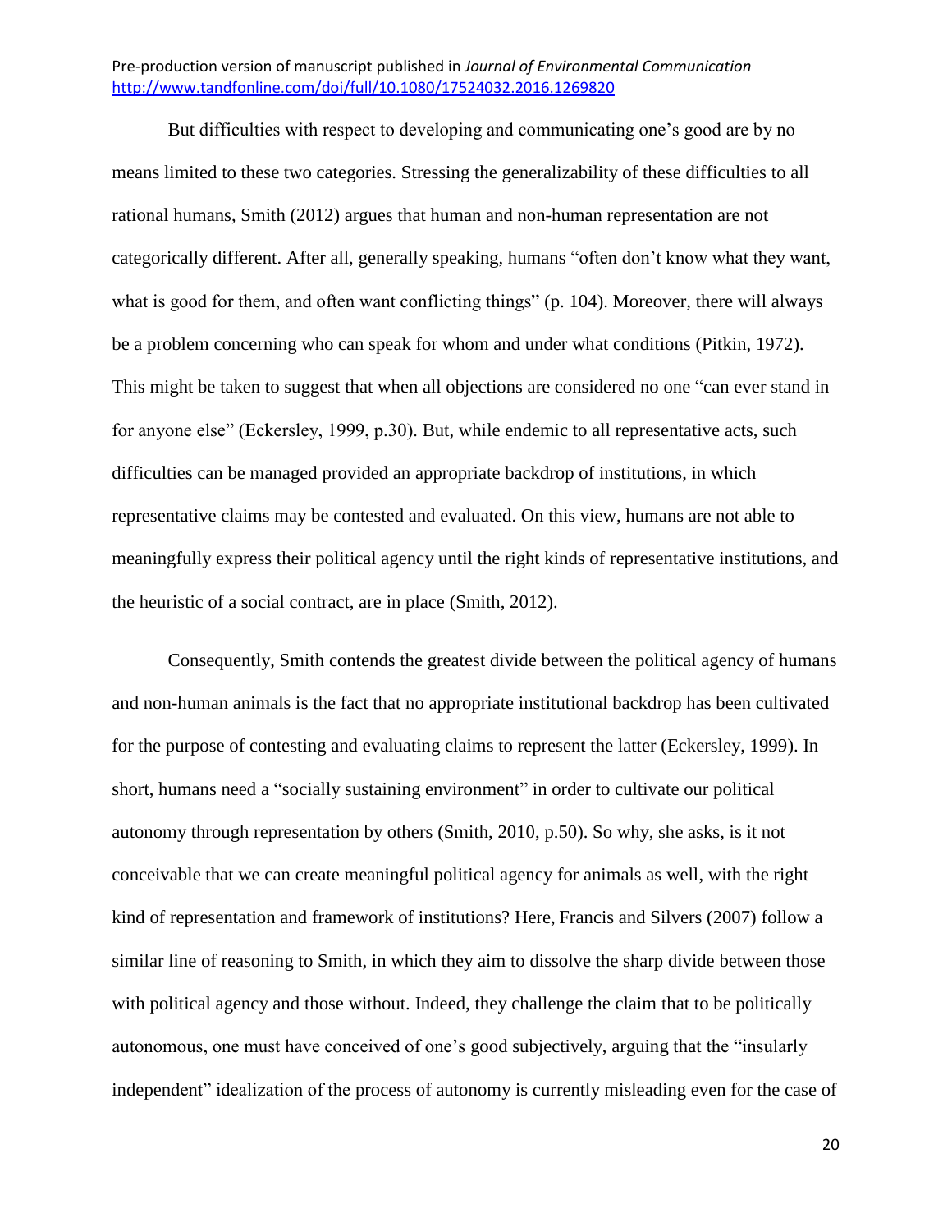But difficulties with respect to developing and communicating one's good are by no means limited to these two categories. Stressing the generalizability of these difficulties to all rational humans, Smith (2012) argues that human and non-human representation are not categorically different. After all, generally speaking, humans "often don't know what they want, what is good for them, and often want conflicting things" (p. 104). Moreover, there will always be a problem concerning who can speak for whom and under what conditions (Pitkin, 1972). This might be taken to suggest that when all objections are considered no one "can ever stand in for anyone else" (Eckersley, 1999, p.30). But, while endemic to all representative acts, such difficulties can be managed provided an appropriate backdrop of institutions, in which representative claims may be contested and evaluated. On this view, humans are not able to meaningfully express their political agency until the right kinds of representative institutions, and the heuristic of a social contract, are in place (Smith, 2012).

Consequently, Smith contends the greatest divide between the political agency of humans and non-human animals is the fact that no appropriate institutional backdrop has been cultivated for the purpose of contesting and evaluating claims to represent the latter (Eckersley, 1999). In short, humans need a "socially sustaining environment" in order to cultivate our political autonomy through representation by others (Smith, 2010, p.50). So why, she asks, is it not conceivable that we can create meaningful political agency for animals as well, with the right kind of representation and framework of institutions? Here, Francis and Silvers (2007) follow a similar line of reasoning to Smith, in which they aim to dissolve the sharp divide between those with political agency and those without. Indeed, they challenge the claim that to be politically autonomous, one must have conceived of one's good subjectively, arguing that the "insularly independent" idealization of the process of autonomy is currently misleading even for the case of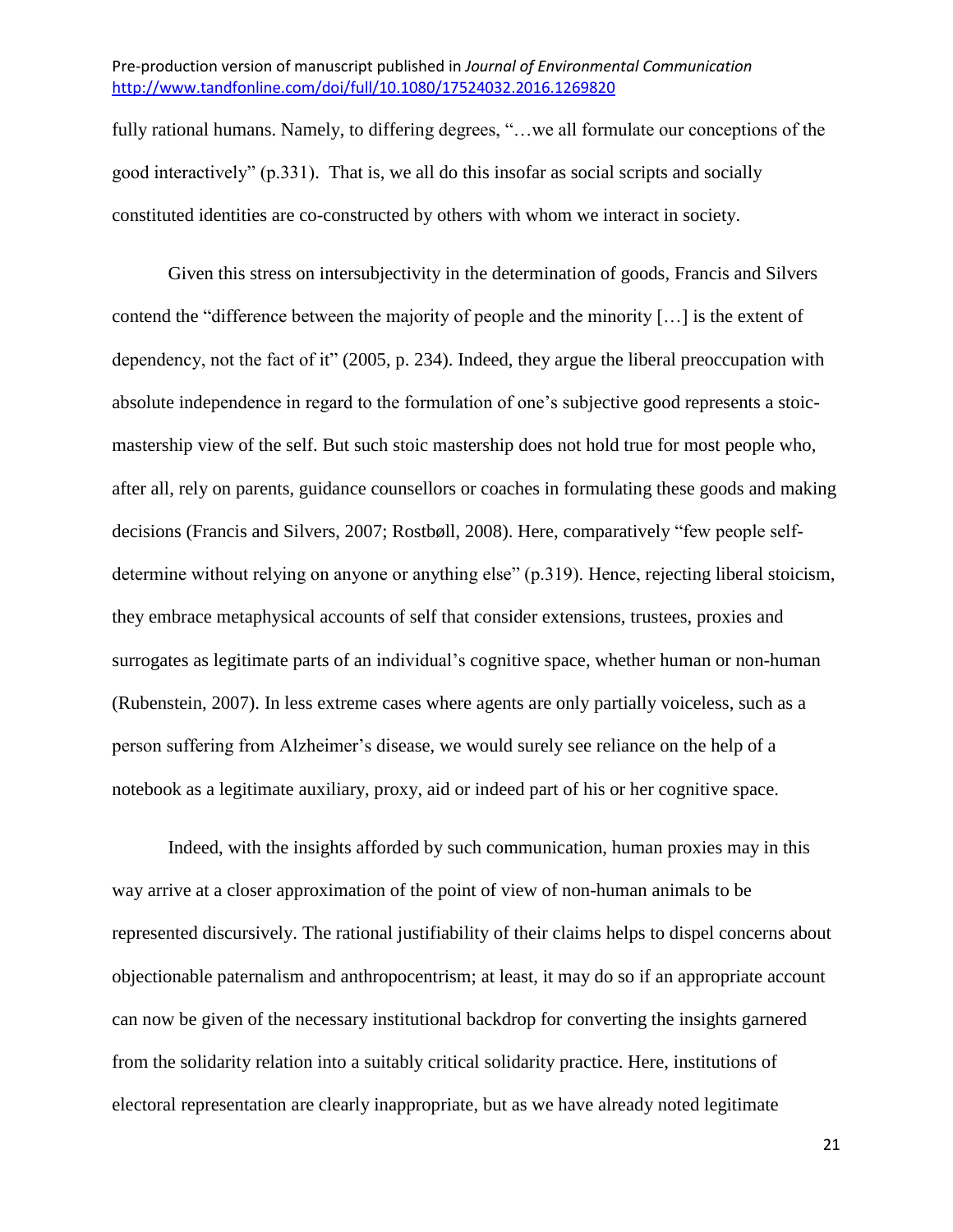fully rational humans. Namely, to differing degrees, "…we all formulate our conceptions of the good interactively" (p.331). That is, we all do this insofar as social scripts and socially constituted identities are co-constructed by others with whom we interact in society.

Given this stress on intersubjectivity in the determination of goods, Francis and Silvers contend the "difference between the majority of people and the minority […] is the extent of dependency, not the fact of it" (2005, p. 234). Indeed, they argue the liberal preoccupation with absolute independence in regard to the formulation of one's subjective good represents a stoic-mastership view of the self. But such stoic mastership does not hold true for most people who, after all, rely on parents, guidance counsellors or coaches in formulating these goods and making decisions (Francis and Silvers, 2007; Rostbøll, 2008). Here, comparatively "few people self-determine without relying on anyone or anything else" (p.319). Hence, rejecting liberal stoicism, they embrace metaphysical accounts of self that consider extensions, trustees, proxies and surrogates as legitimate parts of an individual's cognitive space, whether human or non-human (Rubenstein, 2007). In less extreme cases where agents are only partially voiceless, such as a person suffering from Alzheimer's disease, we would surely see reliance on the help of a notebook as a legitimate auxiliary, proxy, aid or indeed part of his or her cognitive space.

Indeed, with the insights afforded by such communication, human proxies may in this way arrive at a closer approximation of the point of view of non-human animals to be represented discursively. The rational justifiability of their claims helps to dispel concerns about objectionable paternalism and anthropocentrism; at least, it may do so if an appropriate account can now be given of the necessary institutional backdrop for converting the insights garnered from the solidarity relation into a suitably critical solidarity practice. Here, institutions of electoral representation are clearly inappropriate, but as we have already noted legitimate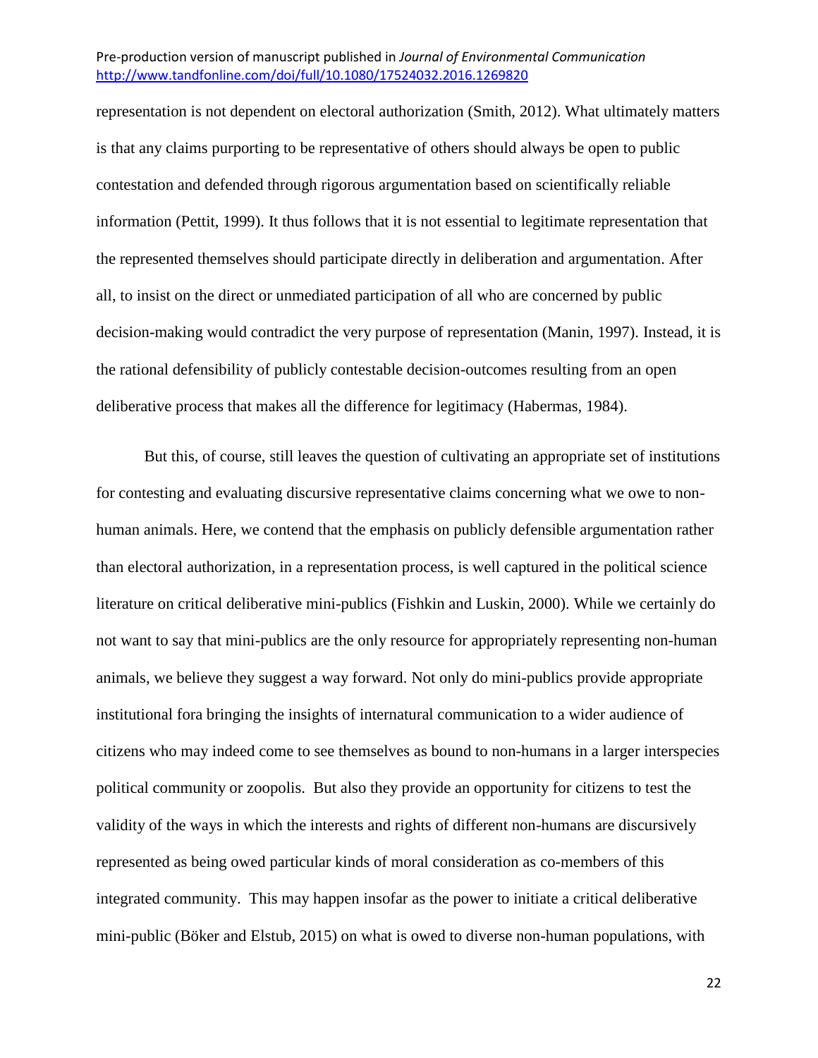representation is not dependent on electoral authorization (Smith, 2012). What ultimately matters is that any claims purporting to be representative of others should always be open to public contestation and defended through rigorous argumentation based on scientifically reliable information (Pettit, 1999). It thus follows that it is not essential to legitimate representation that the represented themselves should participate directly in deliberation and argumentation. After all, to insist on the direct or unmediated participation of all who are concerned by public decision-making would contradict the very purpose of representation (Manin, 1997). Instead, it is the rational defensibility of publicly contestable decision-outcomes resulting from an open deliberative process that makes all the difference for legitimacy (Habermas, 1984).

But this, of course, still leaves the question of cultivating an appropriate set of institutions for contesting and evaluating discursive representative claims concerning what we owe to non-human animals. Here, we contend that the emphasis on publicly defensible argumentation rather than electoral authorization, in a representation process, is well captured in the political science literature on critical deliberative mini-publics (Fishkin and Luskin, 2000). While we certainly do not want to say that mini-publics are the only resource for appropriately representing non-human animals, we believe they suggest a way forward. Not only do mini-publics provide appropriate institutional fora bringing the insights of internatural communication to a wider audience of citizens who may indeed come to see themselves as bound to non-humans in a larger interspecies political community or zoopolis. But also they provide an opportunity for citizens to test the validity of the ways in which the interests and rights of different non-humans are discursively represented as being owed particular kinds of moral consideration as co-members of this integrated community. This may happen insofar as the power to initiate a critical deliberative mini-public (Böker and Elstub, 2015) on what is owed to diverse non-human populations, with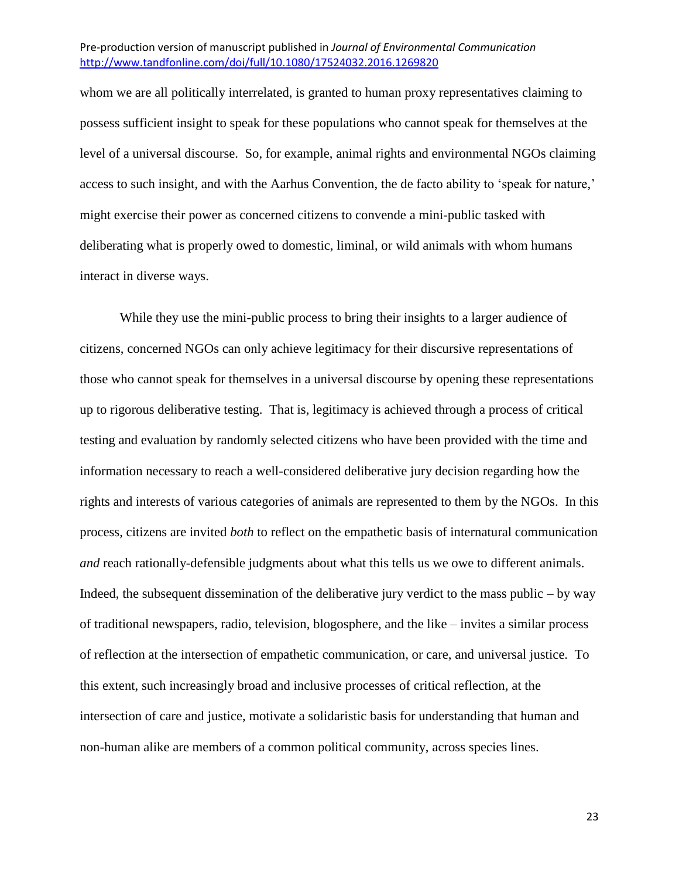whom we are all politically interrelated, is granted to human proxy representatives claiming to possess sufficient insight to speak for these populations who cannot speak for themselves at the level of a universal discourse. So, for example, animal rights and environmental NGOs claiming access to such insight, and with the Aarhus Convention, the de facto ability to 'speak for nature,' might exercise their power as concerned citizens to convende a mini-public tasked with deliberating what is properly owed to domestic, liminal, or wild animals with whom humans interact in diverse ways.

While they use the mini-public process to bring their insights to a larger audience of citizens, concerned NGOs can only achieve legitimacy for their discursive representations of those who cannot speak for themselves in a universal discourse by opening these representations up to rigorous deliberative testing. That is, legitimacy is achieved through a process of critical testing and evaluation by randomly selected citizens who have been provided with the time and information necessary to reach a well-considered deliberative jury decision regarding how the rights and interests of various categories of animals are represented to them by the NGOs. In this process, citizens are invited *both* to reflect on the empathetic basis of internatural communication *and* reach rationally-defensible judgments about what this tells us we owe to different animals. Indeed, the subsequent dissemination of the deliberative jury verdict to the mass public – by way of traditional newspapers, radio, television, blogosphere, and the like – invites a similar process of reflection at the intersection of empathetic communication, or care, and universal justice. To this extent, such increasingly broad and inclusive processes of critical reflection, at the intersection of care and justice, motivate a solidaristic basis for understanding that human and non-human alike are members of a common political community, across species lines.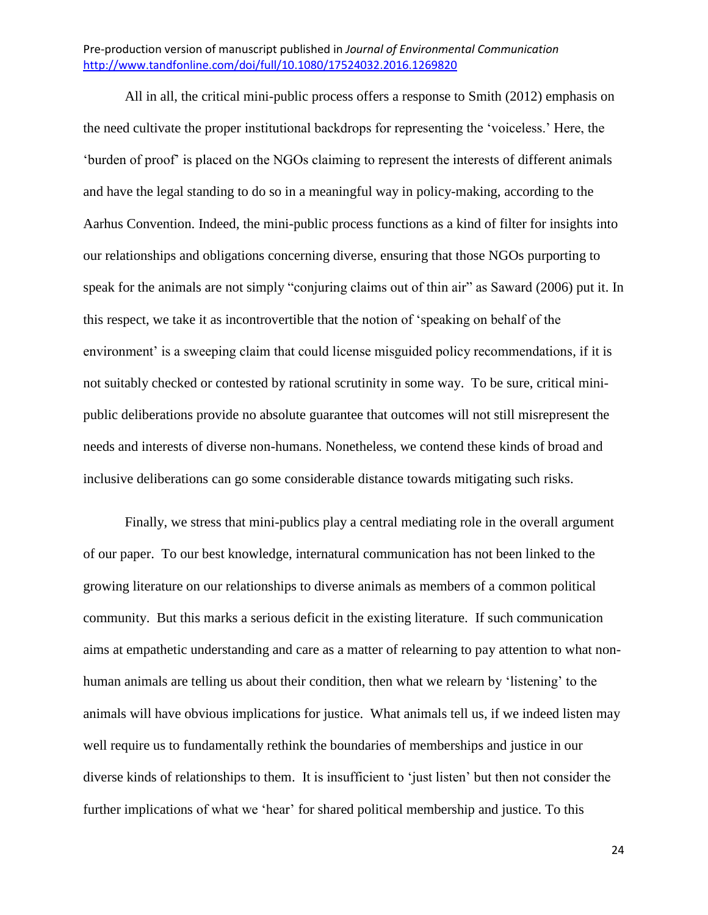All in all, the critical mini-public process offers a response to Smith (2012) emphasis on the need cultivate the proper institutional backdrops for representing the 'voiceless.' Here, the 'burden of proof' is placed on the NGOs claiming to represent the interests of different animals and have the legal standing to do so in a meaningful way in policy-making, according to the Aarhus Convention. Indeed, the mini-public process functions as a kind of filter for insights into our relationships and obligations concerning diverse, ensuring that those NGOs purporting to speak for the animals are not simply "conjuring claims out of thin air" as Saward (2006) put it. In this respect, we take it as incontrovertible that the notion of 'speaking on behalf of the environment' is a sweeping claim that could license misguided policy recommendations, if it is not suitably checked or contested by rational scrutiny in some way. To be sure, critical mini-public deliberations provide no absolute guarantee that outcomes will not still misrepresent the needs and interests of diverse non-humans. Nonetheless, we contend these kinds of broad and inclusive deliberations can go some considerable distance towards mitigating such risks.

Finally, we stress that mini-publics play a central mediating role in the overall argument of our paper. To our best knowledge, internatural communication has not been linked to the growing literature on our relationships to diverse animals as members of a common political community. But this marks a serious deficit in the existing literature. If such communication aims at empathetic understanding and care as a matter of relearning to pay attention to what non-human animals are telling us about their condition, then what we relearn by 'listening' to the animals will have obvious implications for justice. What animals tell us, if we indeed listen may well require us to fundamentally rethink the boundaries of memberships and justice in our diverse kinds of relationships to them. It is insufficient to 'just listen' but then not consider the further implications of what we 'hear' for shared political membership and justice. To this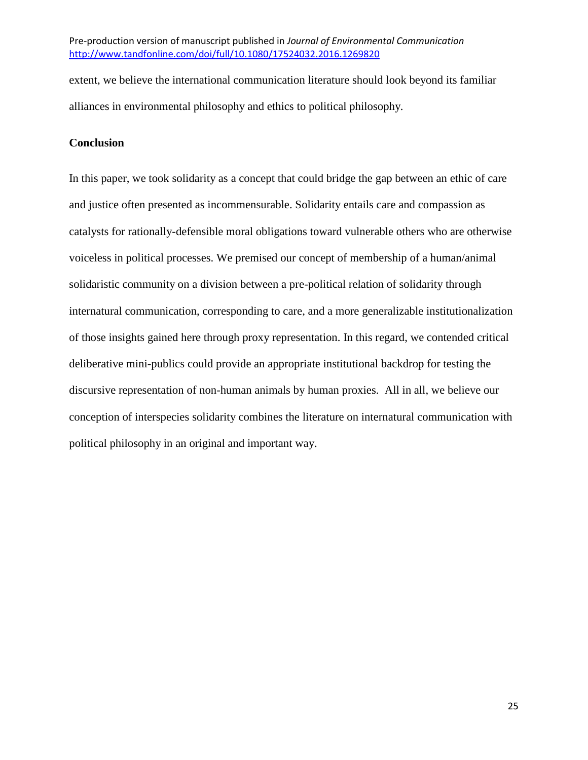extent, we believe the international communication literature should look beyond its familiar alliances in environmental philosophy and ethics to political philosophy.

## Conclusion

In this paper, we took solidarity as a concept that could bridge the gap between an ethic of care and justice often presented as incommensurable. Solidarity entails care and compassion as catalysts for rationally-defensible moral obligations toward vulnerable others who are otherwise voiceless in political processes. We premised our concept of membership of a human/animal solidaristic community on a division between a pre-political relation of solidarity through internatural communication, corresponding to care, and a more generalizable institutionalization of those insights gained here through proxy representation. In this regard, we contended critical deliberative mini-publics could provide an appropriate institutional backdrop for testing the discursive representation of non-human animals by human proxies. All in all, we believe our conception of interspecies solidarity combines the literature on internatural communication with political philosophy in an original and important way.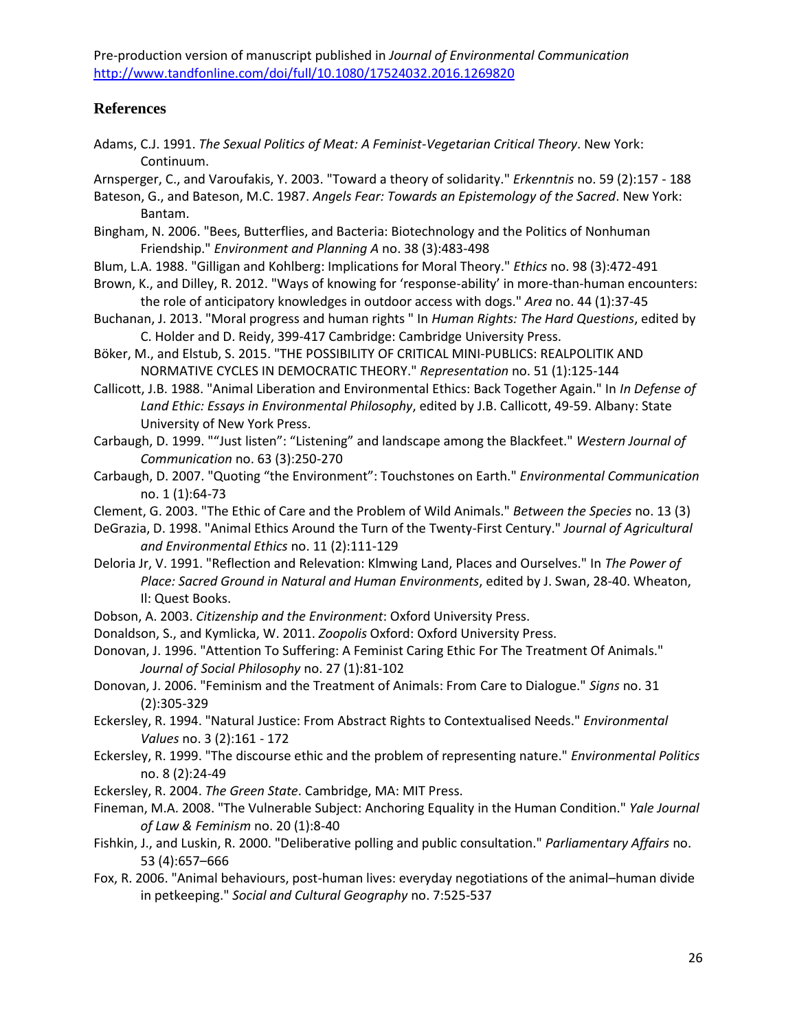Pre-production version of manuscript published in *Journal of Environmental Communication* http://www.tandfonline.com/doi/full/10.1080/17524032.2016.1269820

## References

Adams, C.J. 1991. *The Sexual Politics of Meat: A Feminist-Vegetarian Critical Theory*. New York: Continuum.

Arnsperger, C., and Varoufakis, Y. 2003. "Toward a theory of solidarity." *Erkenntnis* no. 59 (2):157 - 188

Bateson, G., and Bateson, M.C. 1987. *Angels Fear: Towards an Epistemology of the Sacred*. New York: Bantam.

Bingham, N. 2006. "Bees, Butterflies, and Bacteria: Biotechnology and the Politics of Nonhuman Friendship." *Environment and Planning A* no. 38 (3):483-498

Blum, L.A. 1988. "Gilligan and Kohlberg: Implications for Moral Theory." *Ethics* no. 98 (3):472-491

Brown, K., and Dilley, R. 2012. "Ways of knowing for 'response-ability' in more-than-human encounters: the role of anticipatory knowledges in outdoor access with dogs." *Area* no. 44 (1):37-45

Buchanan, J. 2013. "Moral progress and human rights " In *Human Rights: The Hard Questions*, edited by C. Holder and D. Reidy, 399-417 Cambridge: Cambridge University Press.

Böker, M., and Elstub, S. 2015. "THE POSSIBILITY OF CRITICAL MINI-PUBLICS: REALPOLITIK AND NORMATIVE CYCLES IN DEMOCRATIC THEORY." *Representation* no. 51 (1):125-144

Callicott, J.B. 1988. "Animal Liberation and Environmental Ethics: Back Together Again." In *In Defense of Land Ethic: Essays in Environmental Philosophy*, edited by J.B. Callicott, 49-59. Albany: State University of New York Press.

Carbaugh, D. 1999. ""Just listen": "Listening" and landscape among the Blackfeet." *Western Journal of Communication* no. 63 (3):250-270

Carbaugh, D. 2007. "Quoting "the Environment": Touchstones on Earth." *Environmental Communication* no. 1 (1):64-73

Clement, G. 2003. "The Ethic of Care and the Problem of Wild Animals." *Between the Species* no. 13 (3)

DeGrazia, D. 1998. "Animal Ethics Around the Turn of the Twenty-First Century." *Journal of Agricultural and Environmental Ethics* no. 11 (2):111-129

Deloria Jr, V. 1991. "Reflection and Relevation: Klmwing Land, Places and Ourselves." In *The Power of Place: Sacred Ground in Natural and Human Environments*, edited by J. Swan, 28-40. Wheaton, Il: Quest Books.

Dobson, A. 2003. *Citizenship and the Environment*: Oxford University Press.

Donaldson, S., and Kymlicka, W. 2011. *Zoopolis* Oxford: Oxford University Press.

Donovan, J. 1996. "Attention To Suffering: A Feminist Caring Ethic For The Treatment Of Animals." *Journal of Social Philosophy* no. 27 (1):81-102

Donovan, J. 2006. "Feminism and the Treatment of Animals: From Care to Dialogue." *Signs* no. 31 (2):305-329

Eckersley, R. 1994. "Natural Justice: From Abstract Rights to Contextualised Needs." *Environmental Values* no. 3 (2):161 - 172

Eckersley, R. 1999. "The discourse ethic and the problem of representing nature." *Environmental Politics* no. 8 (2):24-49

Eckersley, R. 2004. *The Green State*. Cambridge, MA: MIT Press.

Fineman, M.A. 2008. "The Vulnerable Subject: Anchoring Equality in the Human Condition." *Yale Journal of Law & Feminism* no. 20 (1):8-40

Fishkin, J., and Luskin, R. 2000. "Deliberative polling and public consultation." *Parliamentary Affairs* no. 53 (4):657–666

Fox, R. 2006. "Animal behaviours, post-human lives: everyday negotiations of the animal–human divide in petkeeping." *Social and Cultural Geography* no. 7:525-537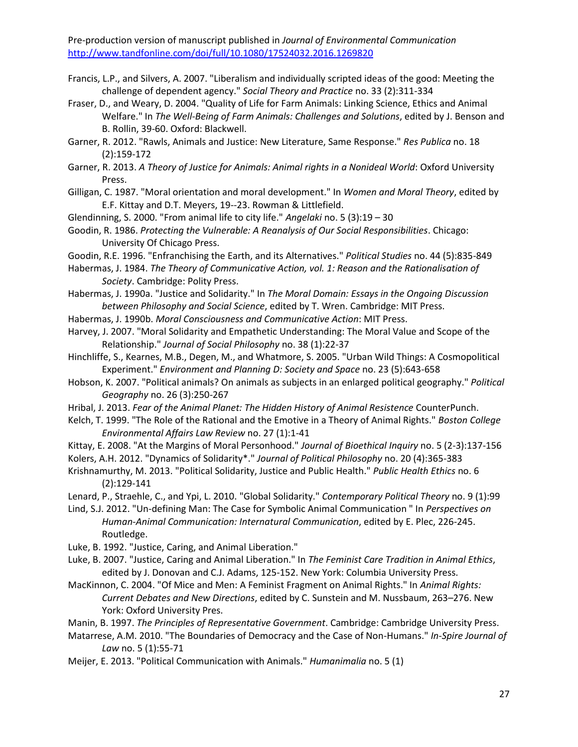Francis, L.P., and Silvers, A. 2007. "Liberalism and individually scripted ideas of the good: Meeting the challenge of dependent agency." *Social Theory and Practice* no. 33 (2):311-334

Fraser, D., and Weary, D. 2004. "Quality of Life for Farm Animals: Linking Science, Ethics and Animal Welfare." In *The Well-Being of Farm Animals: Challenges and Solutions*, edited by J. Benson and B. Rollin, 39-60. Oxford: Blackwell.

Garner, R. 2012. "Rawls, Animals and Justice: New Literature, Same Response." *Res Publica* no. 18 (2):159-172

Garner, R. 2013. *A Theory of Justice for Animals: Animal rights in a Nonideal World*: Oxford University Press.

Gilligan, C. 1987. "Moral orientation and moral development." In *Women and Moral Theory*, edited by E.F. Kittay and D.T. Meyers, 19--23. Rowman & Littlefield.

Glendinning, S. 2000. "From animal life to city life." *Angelaki* no. 5 (3):19 – 30

Goodin, R. 1986. *Protecting the Vulnerable: A Reanalysis of Our Social Responsibilities*. Chicago: University Of Chicago Press.

Goodin, R.E. 1996. "Enfranchising the Earth, and its Alternatives." *Political Studies* no. 44 (5):835-849

Habermas, J. 1984. *The Theory of Communicative Action, vol. 1: Reason and the Rationalisation of Society*. Cambridge: Polity Press.

Habermas, J. 1990a. "Justice and Solidarity." In *The Moral Domain: Essays in the Ongoing Discussion between Philosophy and Social Science*, edited by T. Wren. Cambridge: MIT Press.

Habermas, J. 1990b. *Moral Consciousness and Communicative Action*: MIT Press.

Harvey, J. 2007. "Moral Solidarity and Empathetic Understanding: The Moral Value and Scope of the Relationship." *Journal of Social Philosophy* no. 38 (1):22-37

Hinchliffe, S., Kearnes, M.B., Degen, M., and Whatmore, S. 2005. "Urban Wild Things: A Cosmopolitical Experiment." *Environment and Planning D: Society and Space* no. 23 (5):643-658

Hobson, K. 2007. "Political animals? On animals as subjects in an enlarged political geography." *Political Geography* no. 26 (3):250-267

Hribal, J. 2013. *Fear of the Animal Planet: The Hidden History of Animal Resistence* CounterPunch.

Kelch, T. 1999. "The Role of the Rational and the Emotive in a Theory of Animal Rights." *Boston College Environmental Affairs Law Review* no. 27 (1):1-41

Kittay, E. 2008. "At the Margins of Moral Personhood." *Journal of Bioethical Inquiry* no. 5 (2-3):137-156

Kolers, A.H. 2012. "Dynamics of Solidarity*." *Journal of Political Philosophy* no. 20 (4):365-383

Krishnamurthy, M. 2013. "Political Solidarity, Justice and Public Health." *Public Health Ethics* no. 6 (2):129-141

Lenard, P., Straehle, C., and Ypi, L. 2010. "Global Solidarity." *Contemporary Political Theory* no. 9 (1):99

Lind, S.J. 2012. "Un-defining Man: The Case for Symbolic Animal Communication " In *Perspectives on Human-Animal Communication: Internatural Communication*, edited by E. Plec, 226-245. Routledge.

Luke, B. 1992. "Justice, Caring, and Animal Liberation."

Luke, B. 2007. "Justice, Caring and Animal Liberation." In *The Feminist Care Tradition in Animal Ethics*, edited by J. Donovan and C.J. Adams, 125-152. New York: Columbia University Press.

MacKinnon, C. 2004. "Of Mice and Men: A Feminist Fragment on Animal Rights." In *Animal Rights: Current Debates and New Directions*, edited by C. Sunstein and M. Nussbaum, 263–276. New York: Oxford University Pres.

Manin, B. 1997. *The Principles of Representative Government*. Cambridge: Cambridge University Press.

Matarrese, A.M. 2010. "The Boundaries of Democracy and the Case of Non-Humans." *In-Spire Journal of Law* no. 5 (1):55-71

Meijer, E. 2013. "Political Communication with Animals." *Humanimalia* no. 5 (1)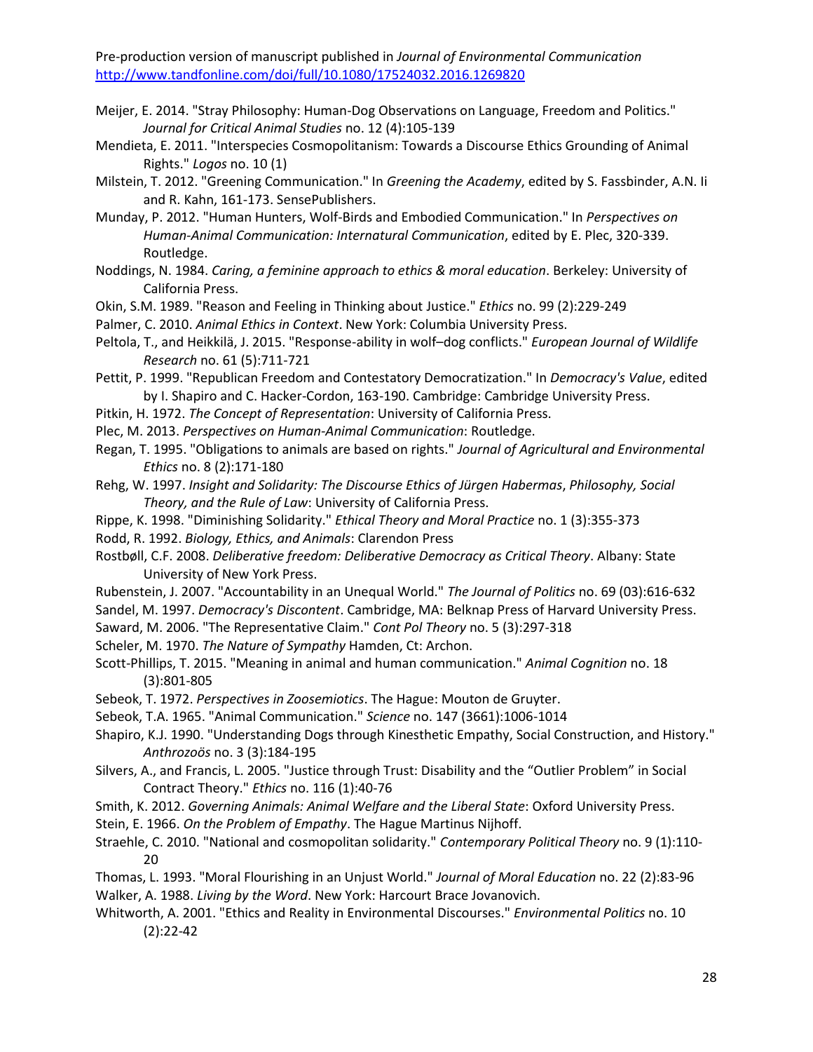Meijer, E. 2014. "Stray Philosophy: Human-Dog Observations on Language, Freedom and Politics." *Journal for Critical Animal Studies* no. 12 (4):105-139

Mendieta, E. 2011. "Interspecies Cosmopolitanism: Towards a Discourse Ethics Grounding of Animal Rights." *Logos* no. 10 (1)

Milstein, T. 2012. "Greening Communication." In *Greening the Academy*, edited by S. Fassbinder, A.N. Ii and R. Kahn, 161-173. SensePublishers.

Munday, P. 2012. "Human Hunters, Wolf-Birds and Embodied Communication." In *Perspectives on Human-Animal Communication: Internatural Communication*, edited by E. Plec, 320-339. Routledge.

Noddings, N. 1984. *Caring, a feminine approach to ethics & moral education*. Berkeley: University of California Press.

Okin, S.M. 1989. "Reason and Feeling in Thinking about Justice." *Ethics* no. 99 (2):229-249

Palmer, C. 2010. *Animal Ethics in Context*. New York: Columbia University Press.

Peltola, T., and Heikkilä, J. 2015. "Response-ability in wolf–dog conflicts." *European Journal of Wildlife Research* no. 61 (5):711-721

Pettit, P. 1999. "Republican Freedom and Contestatory Democratization." In *Democracy's Value*, edited by I. Shapiro and C. Hacker-Cordon, 163-190. Cambridge: Cambridge University Press.

Pitkin, H. 1972. *The Concept of Representation*: University of California Press.

Plec, M. 2013. *Perspectives on Human-Animal Communication*: Routledge.

Regan, T. 1995. "Obligations to animals are based on rights." *Journal of Agricultural and Environmental Ethics* no. 8 (2):171-180

Rehg, W. 1997. *Insight and Solidarity: The Discourse Ethics of Jürgen Habermas*, *Philosophy, Social Theory, and the Rule of Law*: University of California Press.

Rippe, K. 1998. "Diminishing Solidarity." *Ethical Theory and Moral Practice* no. 1 (3):355-373

Rodd, R. 1992. *Biology, Ethics, and Animals*: Clarendon Press

Rostbøll, C.F. 2008. *Deliberative freedom: Deliberative Democracy as Critical Theory*. Albany: State University of New York Press.

Rubenstein, J. 2007. "Accountability in an Unequal World." *The Journal of Politics* no. 69 (03):616-632

Sandel, M. 1997. *Democracy's Discontent*. Cambridge, MA: Belknap Press of Harvard University Press.

Saward, M. 2006. "The Representative Claim." *Cont Pol Theory* no. 5 (3):297-318

Scheler, M. 1970. *The Nature of Sympathy* Hamden, Ct: Archon.

Scott-Phillips, T. 2015. "Meaning in animal and human communication." *Animal Cognition* no. 18 (3):801-805

Sebeok, T. 1972. *Perspectives in Zoosemiotics*. The Hague: Mouton de Gruyter.

Sebeok, T.A. 1965. "Animal Communication." *Science* no. 147 (3661):1006-1014

Shapiro, K.J. 1990. "Understanding Dogs through Kinesthetic Empathy, Social Construction, and History." *Anthrozoös* no. 3 (3):184-195

Silvers, A., and Francis, L. 2005. "Justice through Trust: Disability and the "Outlier Problem" in Social Contract Theory." *Ethics* no. 116 (1):40-76

Smith, K. 2012. *Governing Animals: Animal Welfare and the Liberal State*: Oxford University Press.

Stein, E. 1966. *On the Problem of Empathy*. The Hague Martinus Nijhoff.

Straehle, C. 2010. "National and cosmopolitan solidarity." *Contemporary Political Theory* no. 9 (1):110-20

Thomas, L. 1993. "Moral Flourishing in an Unjust World." *Journal of Moral Education* no. 22 (2):83-96

Walker, A. 1988. *Living by the Word*. New York: Harcourt Brace Jovanovich.

Whitworth, A. 2001. "Ethics and Reality in Environmental Discourses." *Environmental Politics* no. 10 (2):22-42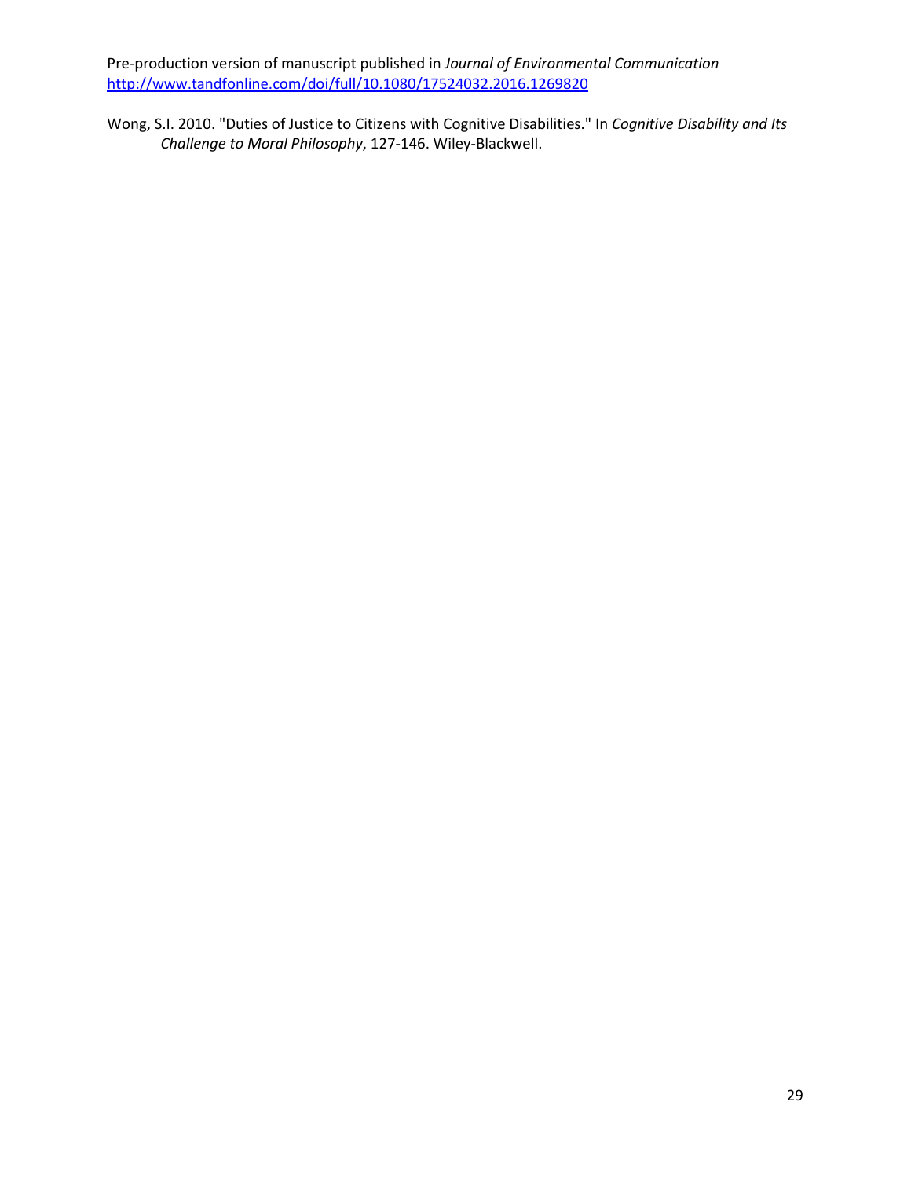Wong, S.I. 2010. "Duties of Justice to Citizens with Cognitive Disabilities." In *Cognitive Disability and Its Challenge to Moral Philosophy*, 127-146. Wiley-Blackwell.